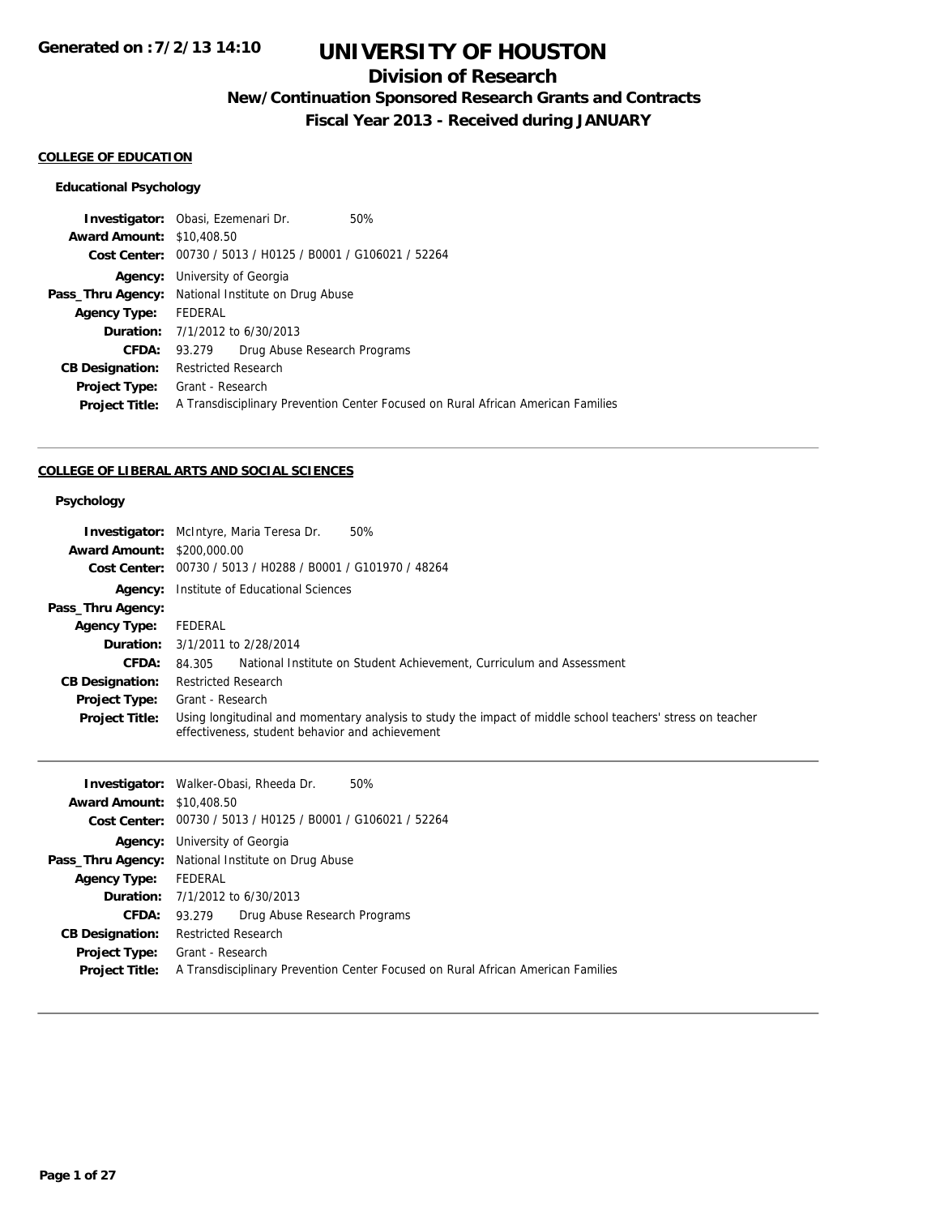# UNIVERSITY OF HOUSTON

## Division of Research

### New/Continuation Sponsored Research Grants and Contracts

### Fiscal Year 2013 - Received during JANUARY

Generated on :7/2/13 14:10

**COLLEGE OF EDUCATION**

**Educational Psychology**

**Investigator:** Obasi, Ezemenari Dr. 50%
**Award Amount:** $10,408.50
**Cost Center:** 00730 / 5013 / H0125 / B0001 / G106021 / 52264
**Agency:** University of Georgia
**Pass_Thru Agency:** National Institute on Drug Abuse
**Agency Type:** FEDERAL
**Duration:** 7/1/2012 to 6/30/2013
**CFDA:** 93.279 Drug Abuse Research Programs
**CB Designation:** Restricted Research
**Project Type:** Grant - Research
**Project Title:** A Transdisciplinary Prevention Center Focused on Rural African American Families

---

**COLLEGE OF LIBERAL ARTS AND SOCIAL SCIENCES**

**Psychology**

**Investigator:** McIntyre, Maria Teresa Dr. 50%
**Award Amount:** $200,000.00
**Cost Center:** 00730 / 5013 / H0288 / B0001 / G101970 / 48264
**Agency:** Institute of Educational Sciences
**Pass_Thru Agency:**
**Agency Type:** FEDERAL
**Duration:** 3/1/2011 to 2/28/2014
**CFDA:** 84.305 National Institute on Student Achievement, Curriculum and Assessment
**CB Designation:** Restricted Research
**Project Type:** Grant - Research
**Project Title:** Using longitudinal and momentary analysis to study the impact of middle school teachers' stress on teacher effectiveness, student behavior and achievement

---

**Investigator:** Walker-Obasi, Rheeda Dr. 50%
**Award Amount:** $10,408.50
**Cost Center:** 00730 / 5013 / H0125 / B0001 / G106021 / 52264
**Agency:** University of Georgia
**Pass_Thru Agency:** National Institute on Drug Abuse
**Agency Type:** FEDERAL
**Duration:** 7/1/2012 to 6/30/2013
**CFDA:** 93.279 Drug Abuse Research Programs
**CB Designation:** Restricted Research
**Project Type:** Grant - Research
**Project Title:** A Transdisciplinary Prevention Center Focused on Rural African American Families

---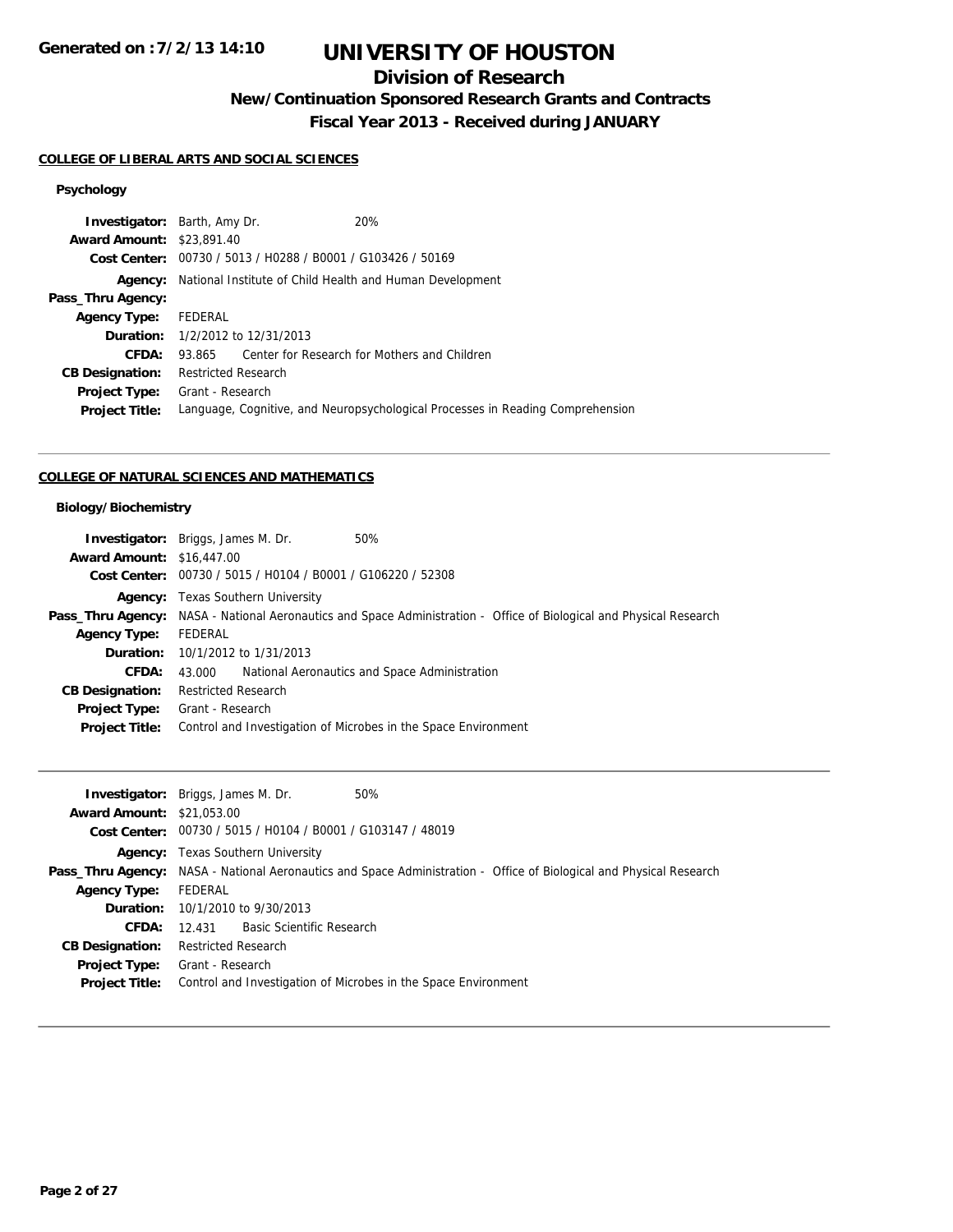# UNIVERSITY OF HOUSTON

## Division of Research

### New/Continuation Sponsored Research Grants and Contracts

### Fiscal Year 2013 - Received during JANUARY

Generated on :7/2/13 14:10

#### COLLEGE OF LIBERAL ARTS AND SOCIAL SCIENCES

**Psychology**

| | |
|---|---|
| **Investigator:** | Barth, Amy Dr. 20% |
| **Award Amount:** | $23,891.40 |
| **Cost Center:** | 00730 / 5013 / H0288 / B0001 / G103426 / 50169 |
| **Agency:** | National Institute of Child Health and Human Development |
| **Pass_Thru Agency:** | |
| **Agency Type:** | FEDERAL |
| **Duration:** | 1/2/2012 to 12/31/2013 |
| **CFDA:** | 93.865 Center for Research for Mothers and Children |
| **CB Designation:** | Restricted Research |
| **Project Type:** | Grant - Research |
| **Project Title:** | Language, Cognitive, and Neuropsychological Processes in Reading Comprehension |

#### COLLEGE OF NATURAL SCIENCES AND MATHEMATICS

**Biology/Biochemistry**

| | |
|---|---|
| **Investigator:** | Briggs, James M. Dr. 50% |
| **Award Amount:** | $16,447.00 |
| **Cost Center:** | 00730 / 5015 / H0104 / B0001 / G106220 / 52308 |
| **Agency:** | Texas Southern University |
| **Pass_Thru Agency:** | NASA - National Aeronautics and Space Administration - Office of Biological and Physical Research |
| **Agency Type:** | FEDERAL |
| **Duration:** | 10/1/2012 to 1/31/2013 |
| **CFDA:** | 43.000 National Aeronautics and Space Administration |
| **CB Designation:** | Restricted Research |
| **Project Type:** | Grant - Research |
| **Project Title:** | Control and Investigation of Microbes in the Space Environment |

| | |
|---|---|
| **Investigator:** | Briggs, James M. Dr. 50% |
| **Award Amount:** | $21,053.00 |
| **Cost Center:** | 00730 / 5015 / H0104 / B0001 / G103147 / 48019 |
| **Agency:** | Texas Southern University |
| **Pass_Thru Agency:** | NASA - National Aeronautics and Space Administration - Office of Biological and Physical Research |
| **Agency Type:** | FEDERAL |
| **Duration:** | 10/1/2010 to 9/30/2013 |
| **CFDA:** | 12.431 Basic Scientific Research |
| **CB Designation:** | Restricted Research |
| **Project Type:** | Grant - Research |
| **Project Title:** | Control and Investigation of Microbes in the Space Environment |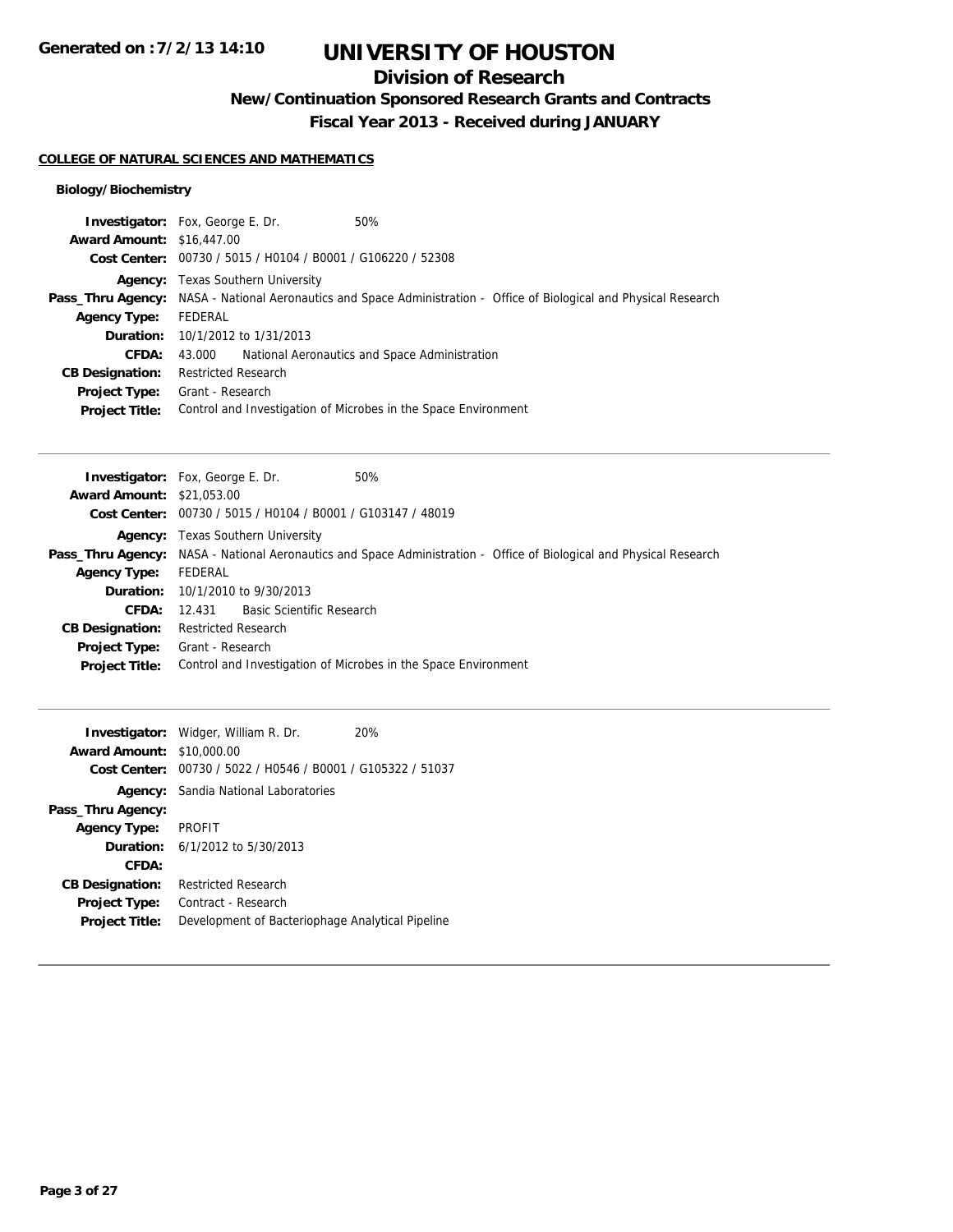# UNIVERSITY OF HOUSTON

## Division of Research

### New/Continuation Sponsored Research Grants and Contracts

### Fiscal Year 2013 - Received during JANUARY

**COLLEGE OF NATURAL SCIENCES AND MATHEMATICS**

**Biology/Biochemistry**

**Investigator:** Fox, George E. Dr. 50%
**Award Amount:** $16,447.00
**Cost Center:** 00730 / 5015 / H0104 / B0001 / G106220 / 52308
**Agency:** Texas Southern University
**Pass_Thru Agency:** NASA - National Aeronautics and Space Administration - Office of Biological and Physical Research
**Agency Type:** FEDERAL
**Duration:** 10/1/2012 to 1/31/2013
**CFDA:** 43.000 National Aeronautics and Space Administration
**CB Designation:** Restricted Research
**Project Type:** Grant - Research
**Project Title:** Control and Investigation of Microbes in the Space Environment

---

**Investigator:** Fox, George E. Dr. 50%
**Award Amount:** $21,053.00
**Cost Center:** 00730 / 5015 / H0104 / B0001 / G103147 / 48019
**Agency:** Texas Southern University
**Pass_Thru Agency:** NASA - National Aeronautics and Space Administration - Office of Biological and Physical Research
**Agency Type:** FEDERAL
**Duration:** 10/1/2010 to 9/30/2013
**CFDA:** 12.431 Basic Scientific Research
**CB Designation:** Restricted Research
**Project Type:** Grant - Research
**Project Title:** Control and Investigation of Microbes in the Space Environment

---

**Investigator:** Widger, William R. Dr. 20%
**Award Amount:** $10,000.00
**Cost Center:** 00730 / 5022 / H0546 / B0001 / G105322 / 51037
**Agency:** Sandia National Laboratories
**Pass_Thru Agency:**
**Agency Type:** PROFIT
**Duration:** 6/1/2012 to 5/30/2013
**CFDA:**
**CB Designation:** Restricted Research
**Project Type:** Contract - Research
**Project Title:** Development of Bacteriophage Analytical Pipeline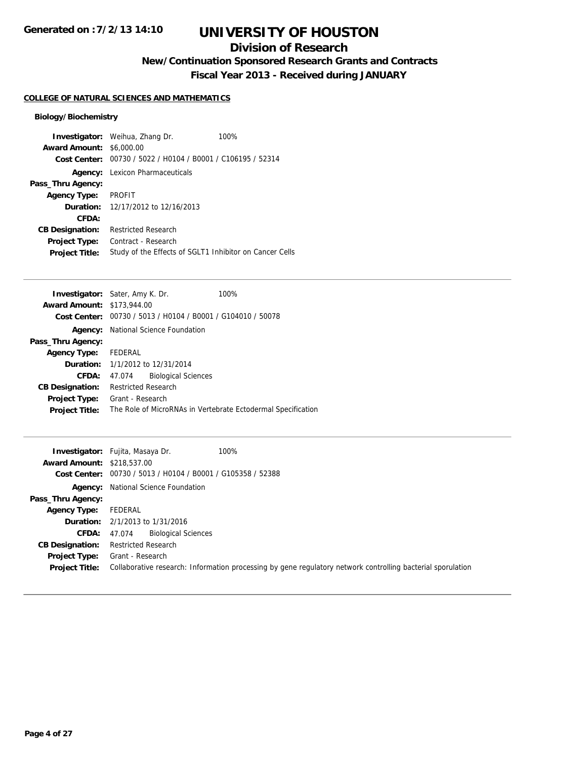# UNIVERSITY OF HOUSTON

## Division of Research

### New/Continuation Sponsored Research Grants and Contracts

### Fiscal Year 2013 - Received during JANUARY

Generated on : 7/2/13 14:10

**COLLEGE OF NATURAL SCIENCES AND MATHEMATICS**

**Biology/Biochemistry**

**Investigator:** Weihua, Zhang Dr. 100%
**Award Amount:** $6,000.00
**Cost Center:** 00730 / 5022 / H0104 / B0001 / C106195 / 52314
**Agency:** Lexicon Pharmaceuticals
**Pass_Thru Agency:**
**Agency Type:** PROFIT
**Duration:** 12/17/2012 to 12/16/2013
**CFDA:**
**CB Designation:** Restricted Research
**Project Type:** Contract - Research
**Project Title:** Study of the Effects of SGLT1 Inhibitor on Cancer Cells

---

**Investigator:** Sater, Amy K. Dr. 100%
**Award Amount:** $173,944.00
**Cost Center:** 00730 / 5013 / H0104 / B0001 / G104010 / 50078
**Agency:** National Science Foundation
**Pass_Thru Agency:**
**Agency Type:** FEDERAL
**Duration:** 1/1/2012 to 12/31/2014
**CFDA:** 47.074 Biological Sciences
**CB Designation:** Restricted Research
**Project Type:** Grant - Research
**Project Title:** The Role of MicroRNAs in Vertebrate Ectodermal Specification

---

**Investigator:** Fujita, Masaya Dr. 100%
**Award Amount:** $218,537.00
**Cost Center:** 00730 / 5013 / H0104 / B0001 / G105358 / 52388
**Agency:** National Science Foundation
**Pass_Thru Agency:**
**Agency Type:** FEDERAL
**Duration:** 2/1/2013 to 1/31/2016
**CFDA:** 47.074 Biological Sciences
**CB Designation:** Restricted Research
**Project Type:** Grant - Research
**Project Title:** Collaborative research: Information processing by gene regulatory network controlling bacterial sporulation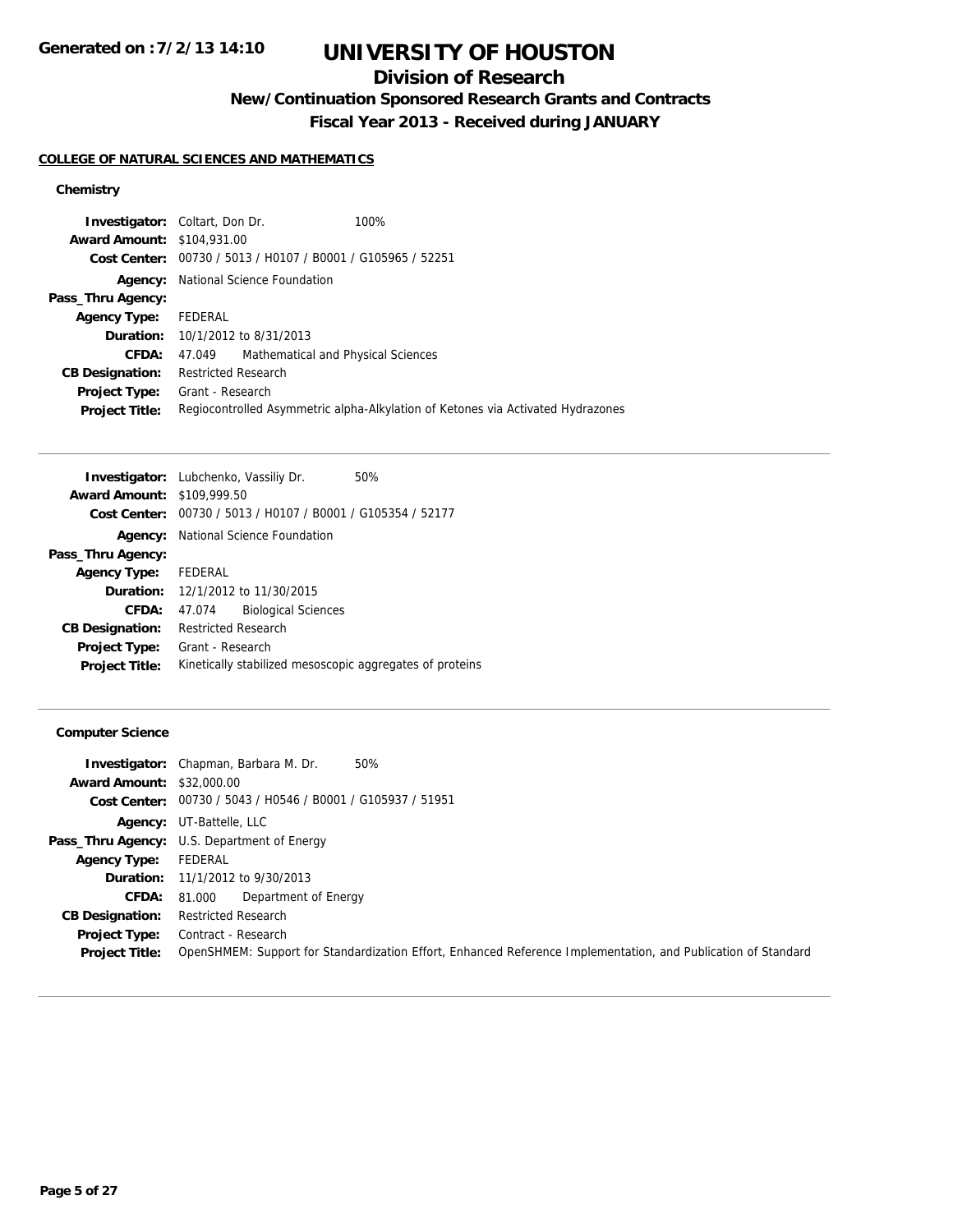# UNIVERSITY OF HOUSTON

## Division of Research

### New/Continuation Sponsored Research Grants and Contracts

### Fiscal Year 2013 - Received during JANUARY

**Generated on :7/2/13 14:10**

#### COLLEGE OF NATURAL SCIENCES AND MATHEMATICS

##### Chemistry

**Investigator:** Coltart, Don Dr. 100%
**Award Amount:** $104,931.00
**Cost Center:** 00730 / 5013 / H0107 / B0001 / G105965 / 52251
**Agency:** National Science Foundation
**Pass_Thru Agency:**
**Agency Type:** FEDERAL
**Duration:** 10/1/2012 to 8/31/2013
**CFDA:** 47.049 Mathematical and Physical Sciences
**CB Designation:** Restricted Research
**Project Type:** Grant - Research
**Project Title:** Regiocontrolled Asymmetric alpha-Alkylation of Ketones via Activated Hydrazones

---

**Investigator:** Lubchenko, Vassiliy Dr. 50%
**Award Amount:** $109,999.50
**Cost Center:** 00730 / 5013 / H0107 / B0001 / G105354 / 52177
**Agency:** National Science Foundation
**Pass_Thru Agency:**
**Agency Type:** FEDERAL
**Duration:** 12/1/2012 to 11/30/2015
**CFDA:** 47.074 Biological Sciences
**CB Designation:** Restricted Research
**Project Type:** Grant - Research
**Project Title:** Kinetically stabilized mesoscopic aggregates of proteins

---

##### Computer Science

**Investigator:** Chapman, Barbara M. Dr. 50%
**Award Amount:** $32,000.00
**Cost Center:** 00730 / 5043 / H0546 / B0001 / G105937 / 51951
**Agency:** UT-Battelle, LLC
**Pass_Thru Agency:** U.S. Department of Energy
**Agency Type:** FEDERAL
**Duration:** 11/1/2012 to 9/30/2013
**CFDA:** 81.000 Department of Energy
**CB Designation:** Restricted Research
**Project Type:** Contract - Research
**Project Title:** OpenSHMEM: Support for Standardization Effort, Enhanced Reference Implementation, and Publication of Standard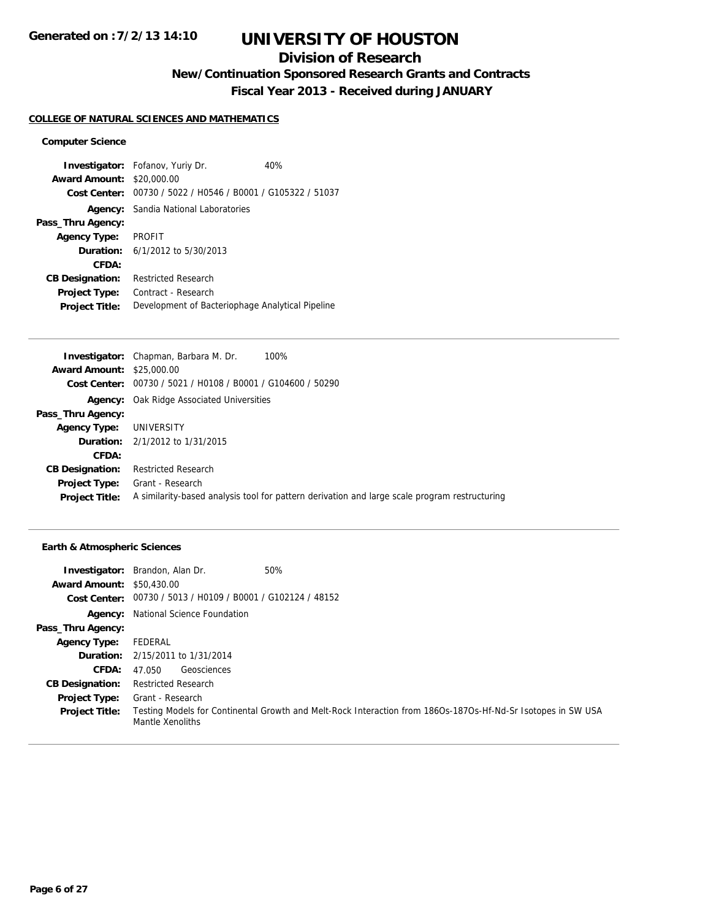**Generated on :7/2/13 14:10**

# UNIVERSITY OF HOUSTON

## Division of Research

### New/Continuation Sponsored Research Grants and Contracts

### Fiscal Year 2013 - Received during JANUARY

**COLLEGE OF NATURAL SCIENCES AND MATHEMATICS**

**Computer Science**

**Investigator:** Fofanov, Yuriy Dr. 40%
**Award Amount:** $20,000.00
**Cost Center:** 00730 / 5022 / H0546 / B0001 / G105322 / 51037
**Agency:** Sandia National Laboratories
**Pass_Thru Agency:**
**Agency Type:** PROFIT
**Duration:** 6/1/2012 to 5/30/2013
**CFDA:**
**CB Designation:** Restricted Research
**Project Type:** Contract - Research
**Project Title:** Development of Bacteriophage Analytical Pipeline

---

**Investigator:** Chapman, Barbara M. Dr. 100%
**Award Amount:** $25,000.00
**Cost Center:** 00730 / 5021 / H0108 / B0001 / G104600 / 50290
**Agency:** Oak Ridge Associated Universities
**Pass_Thru Agency:**
**Agency Type:** UNIVERSITY
**Duration:** 2/1/2012 to 1/31/2015
**CFDA:**
**CB Designation:** Restricted Research
**Project Type:** Grant - Research
**Project Title:** A similarity-based analysis tool for pattern derivation and large scale program restructuring

---

**Earth & Atmospheric Sciences**

**Investigator:** Brandon, Alan Dr. 50%
**Award Amount:** $50,430.00
**Cost Center:** 00730 / 5013 / H0109 / B0001 / G102124 / 48152
**Agency:** National Science Foundation
**Pass_Thru Agency:**
**Agency Type:** FEDERAL
**Duration:** 2/15/2011 to 1/31/2014
**CFDA:** 47.050 Geosciences
**CB Designation:** Restricted Research
**Project Type:** Grant - Research
**Project Title:** Testing Models for Continental Growth and Melt-Rock Interaction from 186Os-187Os-Hf-Nd-Sr Isotopes in SW USA Mantle Xenoliths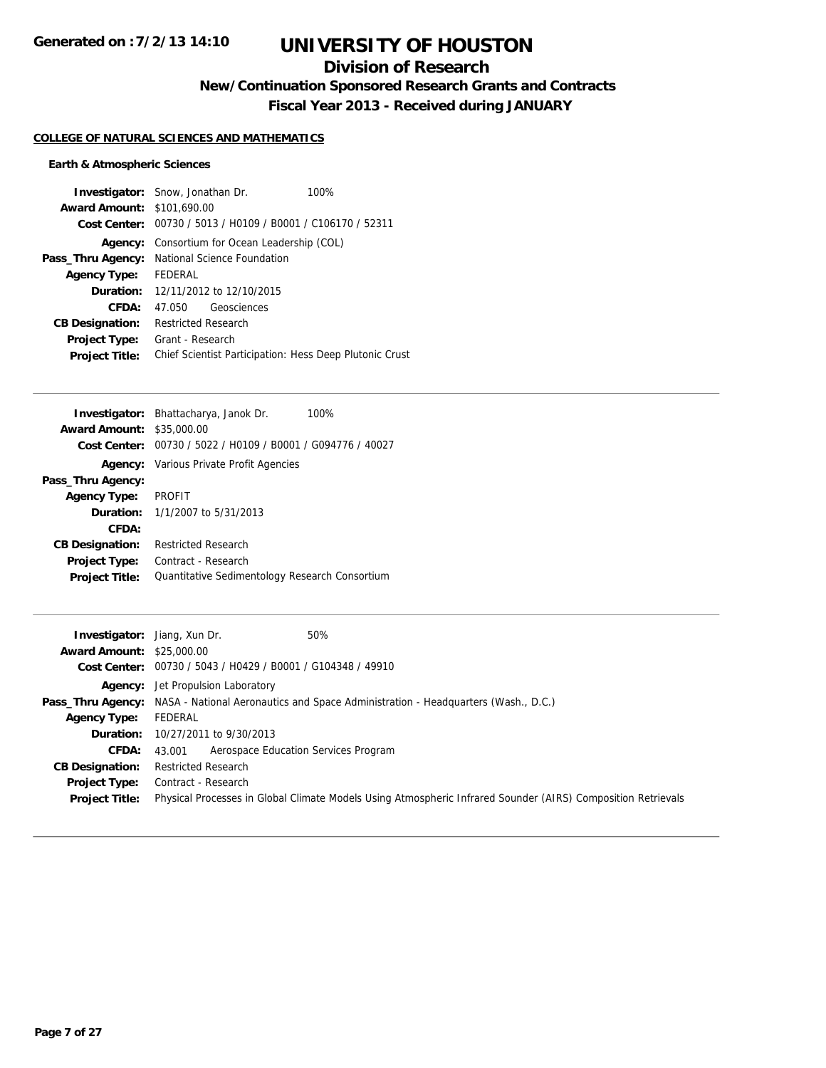# UNIVERSITY OF HOUSTON

## Division of Research

### New/Continuation Sponsored Research Grants and Contracts

### Fiscal Year 2013 - Received during JANUARY

Generated on : 7/2/13 14:10

**COLLEGE OF NATURAL SCIENCES AND MATHEMATICS**

**Earth & Atmospheric Sciences**

**Investigator:** Snow, Jonathan Dr. 100%
**Award Amount:** $101,690.00
**Cost Center:** 00730 / 5013 / H0109 / B0001 / C106170 / 52311
**Agency:** Consortium for Ocean Leadership (COL)
**Pass_Thru Agency:** National Science Foundation
**Agency Type:** FEDERAL
**Duration:** 12/11/2012 to 12/10/2015
**CFDA:** 47.050 Geosciences
**CB Designation:** Restricted Research
**Project Type:** Grant - Research
**Project Title:** Chief Scientist Participation: Hess Deep Plutonic Crust

---

**Investigator:** Bhattacharya, Janok Dr. 100%
**Award Amount:** $35,000.00
**Cost Center:** 00730 / 5022 / H0109 / B0001 / G094776 / 40027
**Agency:** Various Private Profit Agencies
**Pass_Thru Agency:**
**Agency Type:** PROFIT
**Duration:** 1/1/2007 to 5/31/2013
**CFDA:**
**CB Designation:** Restricted Research
**Project Type:** Contract - Research
**Project Title:** Quantitative Sedimentology Research Consortium

---

**Investigator:** Jiang, Xun Dr. 50%
**Award Amount:** $25,000.00
**Cost Center:** 00730 / 5043 / H0429 / B0001 / G104348 / 49910
**Agency:** Jet Propulsion Laboratory
**Pass_Thru Agency:** NASA - National Aeronautics and Space Administration - Headquarters (Wash., D.C.)
**Agency Type:** FEDERAL
**Duration:** 10/27/2011 to 9/30/2013
**CFDA:** 43.001 Aerospace Education Services Program
**CB Designation:** Restricted Research
**Project Type:** Contract - Research
**Project Title:** Physical Processes in Global Climate Models Using Atmospheric Infrared Sounder (AIRS) Composition Retrievals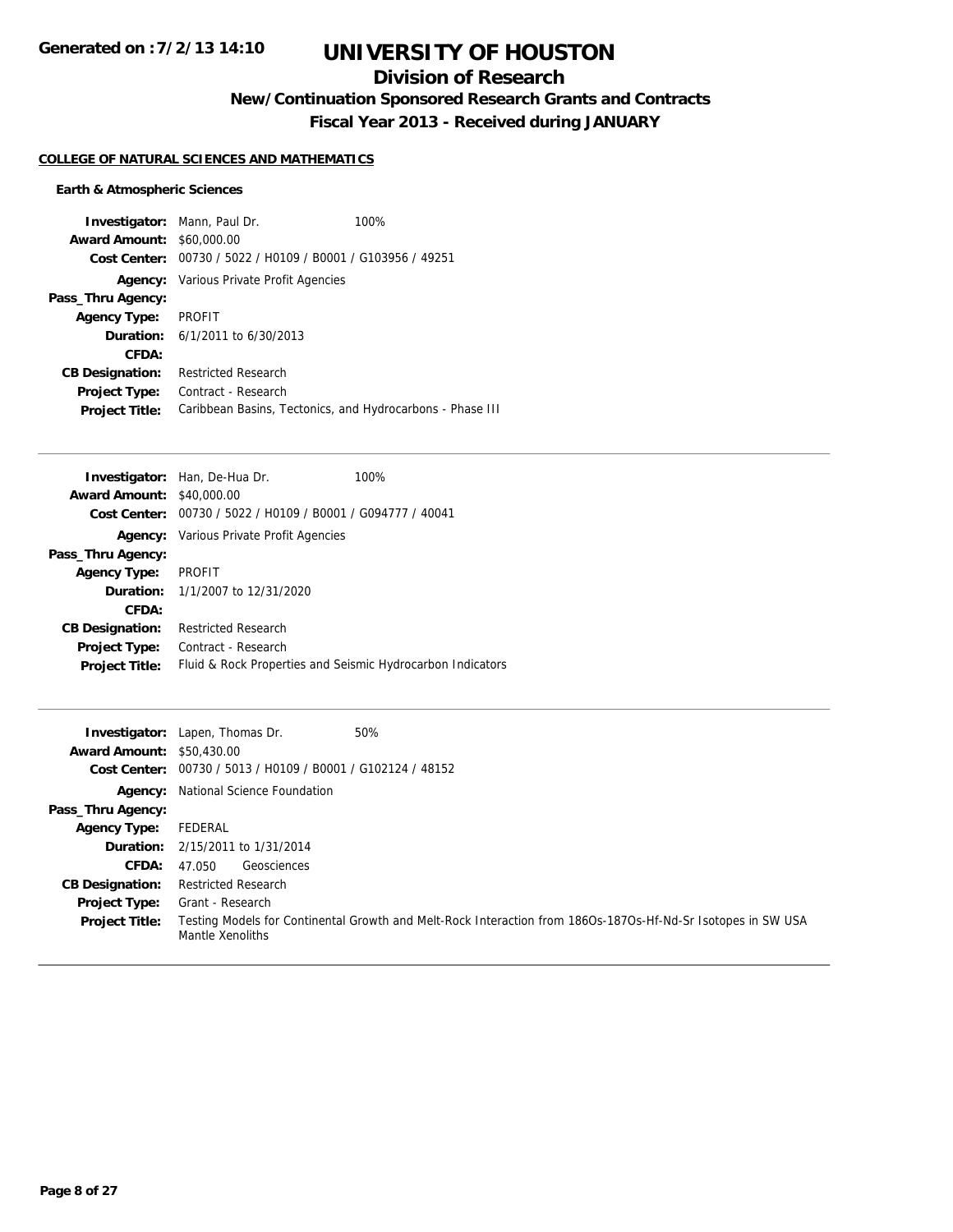# UNIVERSITY OF HOUSTON

## Division of Research

### New/Continuation Sponsored Research Grants and Contracts

### Fiscal Year 2013 - Received during JANUARY

**COLLEGE OF NATURAL SCIENCES AND MATHEMATICS**

**Earth & Atmospheric Sciences**

**Investigator:** Mann, Paul Dr. 100%
**Award Amount:** $60,000.00
**Cost Center:** 00730 / 5022 / H0109 / B0001 / G103956 / 49251
**Agency:** Various Private Profit Agencies
**Pass_Thru Agency:**
**Agency Type:** PROFIT
**Duration:** 6/1/2011 to 6/30/2013
**CFDA:**
**CB Designation:** Restricted Research
**Project Type:** Contract - Research
**Project Title:** Caribbean Basins, Tectonics, and Hydrocarbons - Phase III

---

**Investigator:** Han, De-Hua Dr. 100%
**Award Amount:** $40,000.00
**Cost Center:** 00730 / 5022 / H0109 / B0001 / G094777 / 40041
**Agency:** Various Private Profit Agencies
**Pass_Thru Agency:**
**Agency Type:** PROFIT
**Duration:** 1/1/2007 to 12/31/2020
**CFDA:**
**CB Designation:** Restricted Research
**Project Type:** Contract - Research
**Project Title:** Fluid & Rock Properties and Seismic Hydrocarbon Indicators

---

**Investigator:** Lapen, Thomas Dr. 50%
**Award Amount:** $50,430.00
**Cost Center:** 00730 / 5013 / H0109 / B0001 / G102124 / 48152
**Agency:** National Science Foundation
**Pass_Thru Agency:**
**Agency Type:** FEDERAL
**Duration:** 2/15/2011 to 1/31/2014
**CFDA:** 47.050 Geosciences
**CB Designation:** Restricted Research
**Project Type:** Grant - Research
**Project Title:** Testing Models for Continental Growth and Melt-Rock Interaction from 186Os-187Os-Hf-Nd-Sr Isotopes in SW USA Mantle Xenoliths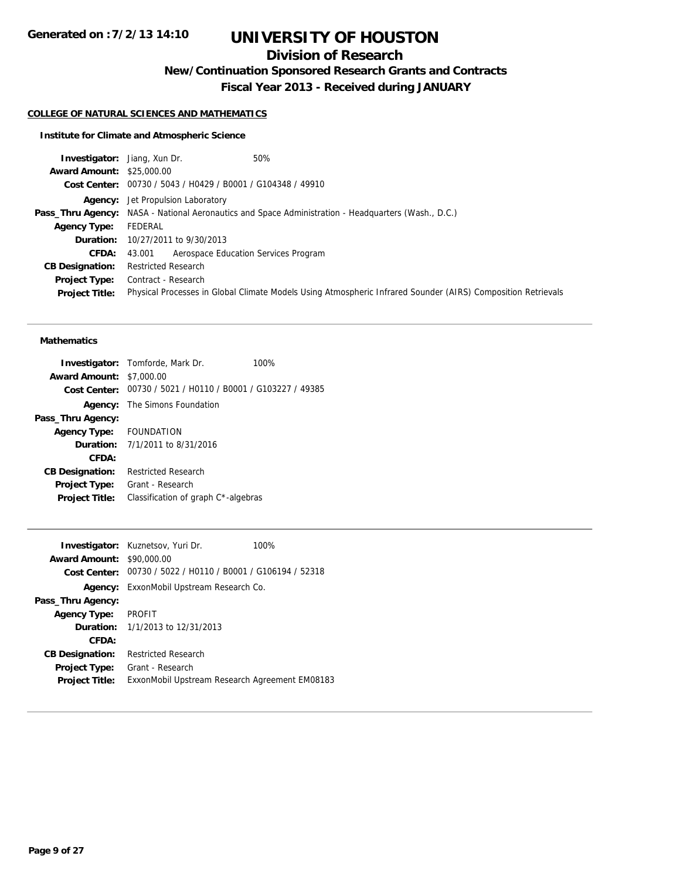**Generated on :7/2/13 14:10**

# UNIVERSITY OF HOUSTON

## Division of Research

### New/Continuation Sponsored Research Grants and Contracts

### Fiscal Year 2013 - Received during JANUARY

**COLLEGE OF NATURAL SCIENCES AND MATHEMATICS**

**Institute for Climate and Atmospheric Science**

**Investigator:** Jiang, Xun Dr. 50%
**Award Amount:** $25,000.00
**Cost Center:** 00730 / 5043 / H0429 / B0001 / G104348 / 49910
**Agency:** Jet Propulsion Laboratory
**Pass_Thru Agency:** NASA - National Aeronautics and Space Administration - Headquarters (Wash., D.C.)
**Agency Type:** FEDERAL
**Duration:** 10/27/2011 to 9/30/2013
**CFDA:** 43.001 Aerospace Education Services Program
**CB Designation:** Restricted Research
**Project Type:** Contract - Research
**Project Title:** Physical Processes in Global Climate Models Using Atmospheric Infrared Sounder (AIRS) Composition Retrievals

---

**Mathematics**

**Investigator:** Tomforde, Mark Dr. 100%
**Award Amount:** $7,000.00
**Cost Center:** 00730 / 5021 / H0110 / B0001 / G103227 / 49385
**Agency:** The Simons Foundation
**Pass_Thru Agency:**
**Agency Type:** FOUNDATION
**Duration:** 7/1/2011 to 8/31/2016
**CFDA:**
**CB Designation:** Restricted Research
**Project Type:** Grant - Research
**Project Title:** Classification of graph C*-algebras

---

**Investigator:** Kuznetsov, Yuri Dr. 100%
**Award Amount:** $90,000.00
**Cost Center:** 00730 / 5022 / H0110 / B0001 / G106194 / 52318
**Agency:** ExxonMobil Upstream Research Co.
**Pass_Thru Agency:**
**Agency Type:** PROFIT
**Duration:** 1/1/2013 to 12/31/2013
**CFDA:**
**CB Designation:** Restricted Research
**Project Type:** Grant - Research
**Project Title:** ExxonMobil Upstream Research Agreement EM08183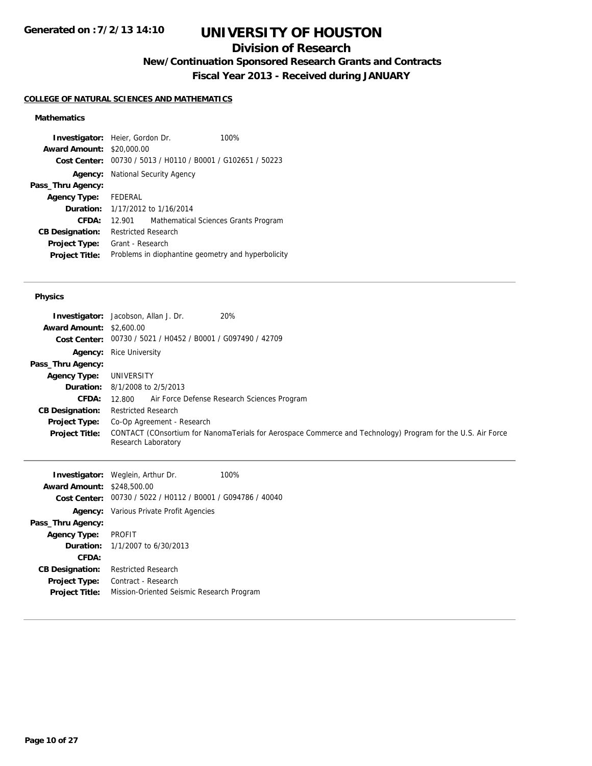# UNIVERSITY OF HOUSTON

## Division of Research

### New/Continuation Sponsored Research Grants and Contracts

### Fiscal Year 2013 - Received during JANUARY

Generated on :7/2/13 14:10

**COLLEGE OF NATURAL SCIENCES AND MATHEMATICS**

#### Mathematics

**Investigator:** Heier, Gordon Dr. 100%
**Award Amount:** $20,000.00
**Cost Center:** 00730 / 5013 / H0110 / B0001 / G102651 / 50223
**Agency:** National Security Agency
**Pass_Thru Agency:**
**Agency Type:** FEDERAL
**Duration:** 1/17/2012 to 1/16/2014
**CFDA:** 12.901 Mathematical Sciences Grants Program
**CB Designation:** Restricted Research
**Project Type:** Grant - Research
**Project Title:** Problems in diophantine geometry and hyperbolicity

---

#### Physics

**Investigator:** Jacobson, Allan J. Dr. 20%
**Award Amount:** $2,600.00
**Cost Center:** 00730 / 5021 / H0452 / B0001 / G097490 / 42709
**Agency:** Rice University
**Pass_Thru Agency:**
**Agency Type:** UNIVERSITY
**Duration:** 8/1/2008 to 2/5/2013
**CFDA:** 12.800 Air Force Defense Research Sciences Program
**CB Designation:** Restricted Research
**Project Type:** Co-Op Agreement - Research
**Project Title:** CONTACT (COnsortium for NanomaTerials for Aerospace Commerce and Technology) Program for the U.S. Air Force Research Laboratory

---

**Investigator:** Weglein, Arthur Dr. 100%
**Award Amount:** $248,500.00
**Cost Center:** 00730 / 5022 / H0112 / B0001 / G094786 / 40040
**Agency:** Various Private Profit Agencies
**Pass_Thru Agency:**
**Agency Type:** PROFIT
**Duration:** 1/1/2007 to 6/30/2013
**CFDA:**
**CB Designation:** Restricted Research
**Project Type:** Contract - Research
**Project Title:** Mission-Oriented Seismic Research Program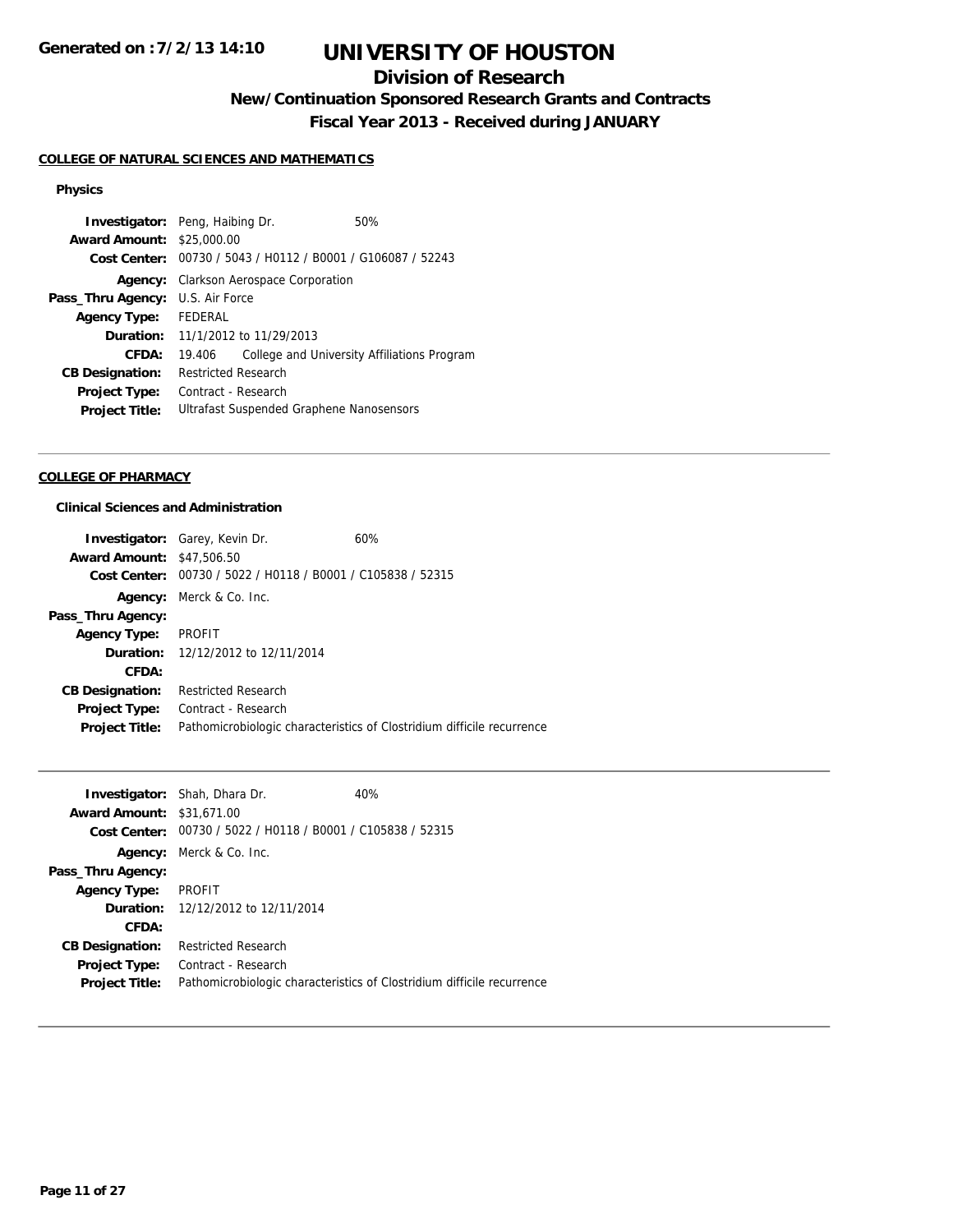# UNIVERSITY OF HOUSTON

## Division of Research

### New/Continuation Sponsored Research Grants and Contracts

### Fiscal Year 2013 - Received during JANUARY

**COLLEGE OF NATURAL SCIENCES AND MATHEMATICS**

**Physics**

| | | |
|---|---|---|
| **Investigator:** | Peng, Haibing Dr. | 50% |
| **Award Amount:** | $25,000.00 | |
| **Cost Center:** | 00730 / 5043 / H0112 / B0001 / G106087 / 52243 | |
| **Agency:** | Clarkson Aerospace Corporation | |
| **Pass_Thru Agency:** | U.S. Air Force | |
| **Agency Type:** | FEDERAL | |
| **Duration:** | 11/1/2012 to 11/29/2013 | |
| **CFDA:** | 19.406 College and University Affiliations Program | |
| **CB Designation:** | Restricted Research | |
| **Project Type:** | Contract - Research | |
| **Project Title:** | Ultrafast Suspended Graphene Nanosensors | |

---

**COLLEGE OF PHARMACY**

**Clinical Sciences and Administration**

| | | |
|---|---|---|
| **Investigator:** | Garey, Kevin Dr. | 60% |
| **Award Amount:** | $47,506.50 | |
| **Cost Center:** | 00730 / 5022 / H0118 / B0001 / C105838 / 52315 | |
| **Agency:** | Merck & Co. Inc. | |
| **Pass_Thru Agency:** | | |
| **Agency Type:** | PROFIT | |
| **Duration:** | 12/12/2012 to 12/11/2014 | |
| **CFDA:** | | |
| **CB Designation:** | Restricted Research | |
| **Project Type:** | Contract - Research | |
| **Project Title:** | Pathomicrobiologic characteristics of Clostridium difficile recurrence | |

---

| | | |
|---|---|---|
| **Investigator:** | Shah, Dhara Dr. | 40% |
| **Award Amount:** | $31,671.00 | |
| **Cost Center:** | 00730 / 5022 / H0118 / B0001 / C105838 / 52315 | |
| **Agency:** | Merck & Co. Inc. | |
| **Pass_Thru Agency:** | | |
| **Agency Type:** | PROFIT | |
| **Duration:** | 12/12/2012 to 12/11/2014 | |
| **CFDA:** | | |
| **CB Designation:** | Restricted Research | |
| **Project Type:** | Contract - Research | |
| **Project Title:** | Pathomicrobiologic characteristics of Clostridium difficile recurrence | |

---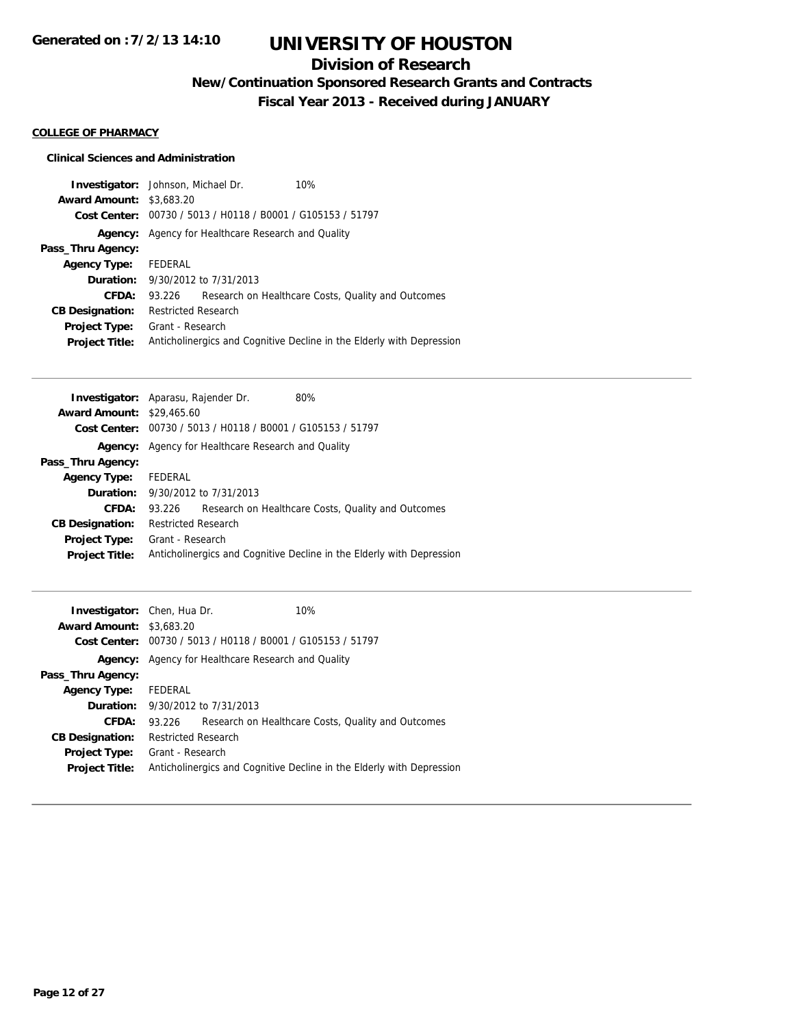# UNIVERSITY OF HOUSTON

## Division of Research

### New/Continuation Sponsored Research Grants and Contracts

### Fiscal Year 2013 - Received during JANUARY

Generated on :7/2/13 14:10

**COLLEGE OF PHARMACY**

**Clinical Sciences and Administration**

**Investigator:** Johnson, Michael Dr. 10%
**Award Amount:** $3,683.20
**Cost Center:** 00730 / 5013 / H0118 / B0001 / G105153 / 51797
**Agency:** Agency for Healthcare Research and Quality
**Pass_Thru Agency:**
**Agency Type:** FEDERAL
**Duration:** 9/30/2012 to 7/31/2013
**CFDA:** 93.226 Research on Healthcare Costs, Quality and Outcomes
**CB Designation:** Restricted Research
**Project Type:** Grant - Research
**Project Title:** Anticholinergics and Cognitive Decline in the Elderly with Depression

---

**Investigator:** Aparasu, Rajender Dr. 80%
**Award Amount:** $29,465.60
**Cost Center:** 00730 / 5013 / H0118 / B0001 / G105153 / 51797
**Agency:** Agency for Healthcare Research and Quality
**Pass_Thru Agency:**
**Agency Type:** FEDERAL
**Duration:** 9/30/2012 to 7/31/2013
**CFDA:** 93.226 Research on Healthcare Costs, Quality and Outcomes
**CB Designation:** Restricted Research
**Project Type:** Grant - Research
**Project Title:** Anticholinergics and Cognitive Decline in the Elderly with Depression

---

**Investigator:** Chen, Hua Dr. 10%
**Award Amount:** $3,683.20
**Cost Center:** 00730 / 5013 / H0118 / B0001 / G105153 / 51797
**Agency:** Agency for Healthcare Research and Quality
**Pass_Thru Agency:**
**Agency Type:** FEDERAL
**Duration:** 9/30/2012 to 7/31/2013
**CFDA:** 93.226 Research on Healthcare Costs, Quality and Outcomes
**CB Designation:** Restricted Research
**Project Type:** Grant - Research
**Project Title:** Anticholinergics and Cognitive Decline in the Elderly with Depression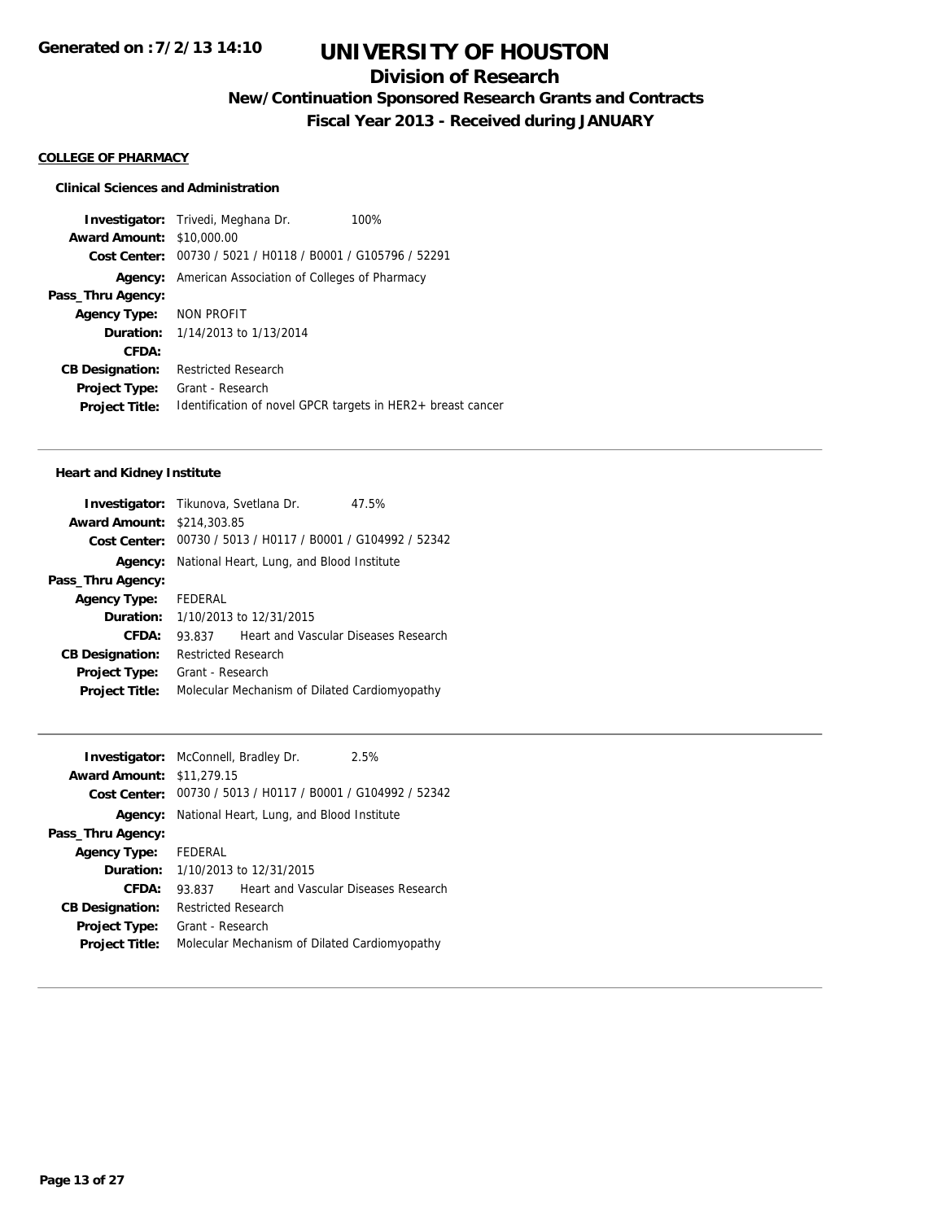# UNIVERSITY OF HOUSTON

## Division of Research

### New/Continuation Sponsored Research Grants and Contracts

### Fiscal Year 2013 - Received during JANUARY

Generated on : 7/2/13 14:10

**COLLEGE OF PHARMACY**

**Clinical Sciences and Administration**

**Investigator:** Trivedi, Meghana Dr. 100%
**Award Amount:** $10,000.00
**Cost Center:** 00730 / 5021 / H0118 / B0001 / G105796 / 52291
**Agency:** American Association of Colleges of Pharmacy
**Pass_Thru Agency:**
**Agency Type:** NON PROFIT
**Duration:** 1/14/2013 to 1/13/2014
**CFDA:**
**CB Designation:** Restricted Research
**Project Type:** Grant - Research
**Project Title:** Identification of novel GPCR targets in HER2+ breast cancer

---

**Heart and Kidney Institute**

**Investigator:** Tikunova, Svetlana Dr. 47.5%
**Award Amount:** $214,303.85
**Cost Center:** 00730 / 5013 / H0117 / B0001 / G104992 / 52342
**Agency:** National Heart, Lung, and Blood Institute
**Pass_Thru Agency:**
**Agency Type:** FEDERAL
**Duration:** 1/10/2013 to 12/31/2015
**CFDA:** 93.837 Heart and Vascular Diseases Research
**CB Designation:** Restricted Research
**Project Type:** Grant - Research
**Project Title:** Molecular Mechanism of Dilated Cardiomyopathy

---

**Investigator:** McConnell, Bradley Dr. 2.5%
**Award Amount:** $11,279.15
**Cost Center:** 00730 / 5013 / H0117 / B0001 / G104992 / 52342
**Agency:** National Heart, Lung, and Blood Institute
**Pass_Thru Agency:**
**Agency Type:** FEDERAL
**Duration:** 1/10/2013 to 12/31/2015
**CFDA:** 93.837 Heart and Vascular Diseases Research
**CB Designation:** Restricted Research
**Project Type:** Grant - Research
**Project Title:** Molecular Mechanism of Dilated Cardiomyopathy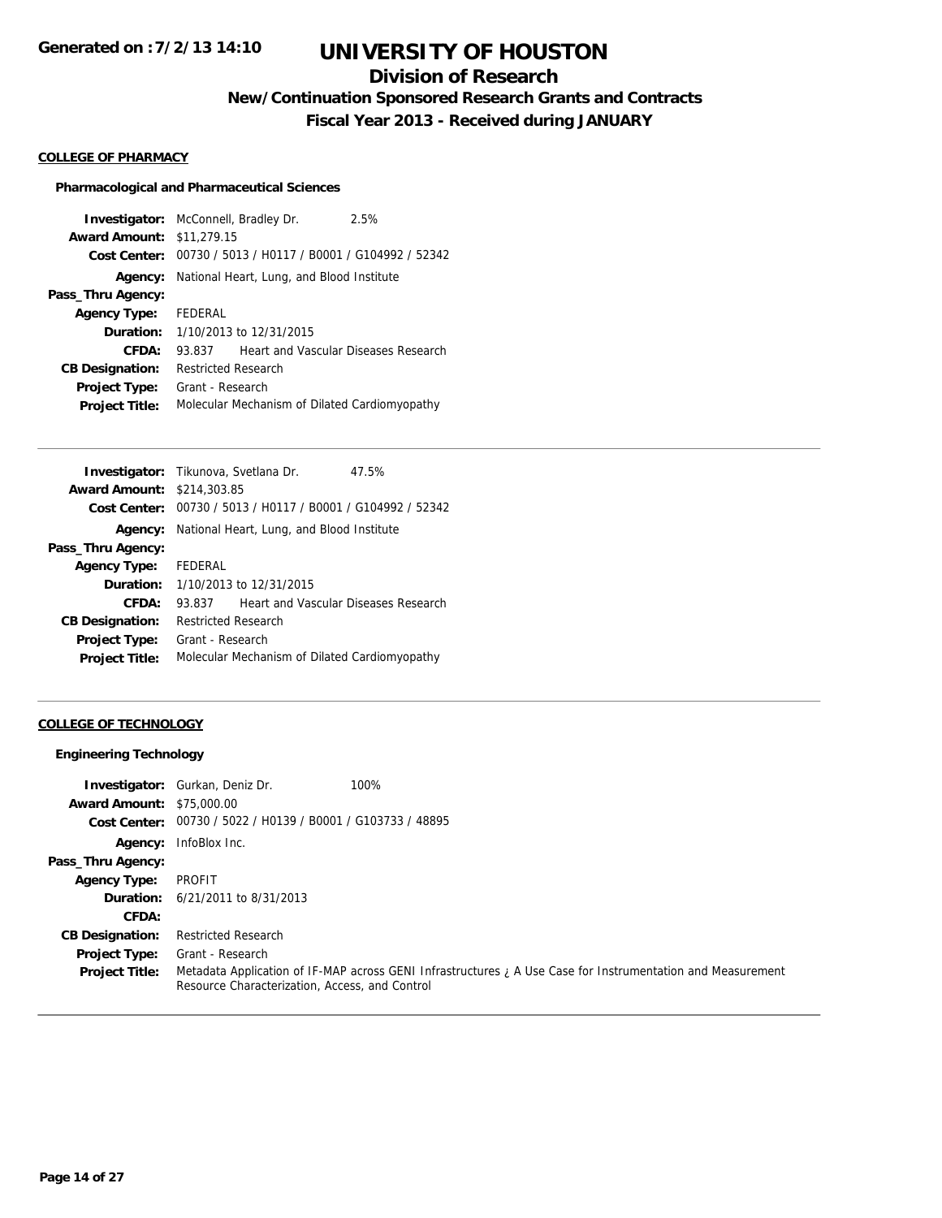# UNIVERSITY OF HOUSTON

## Division of Research

### New/Continuation Sponsored Research Grants and Contracts

### Fiscal Year 2013 - Received during JANUARY

**COLLEGE OF PHARMACY**

**Pharmacological and Pharmaceutical Sciences**

| | | |
|---|---|---|
| **Investigator:** | McConnell, Bradley Dr. | 2.5% |
| **Award Amount:** | $11,279.15 | |
| **Cost Center:** | 00730 / 5013 / H0117 / B0001 / G104992 / 52342 | |
| **Agency:** | National Heart, Lung, and Blood Institute | |
| **Pass_Thru Agency:** | | |
| **Agency Type:** | FEDERAL | |
| **Duration:** | 1/10/2013 to 12/31/2015 | |
| **CFDA:** | 93.837 Heart and Vascular Diseases Research | |
| **CB Designation:** | Restricted Research | |
| **Project Type:** | Grant - Research | |
| **Project Title:** | Molecular Mechanism of Dilated Cardiomyopathy | |

| | | |
|---|---|---|
| **Investigator:** | Tikunova, Svetlana Dr. | 47.5% |
| **Award Amount:** | $214,303.85 | |
| **Cost Center:** | 00730 / 5013 / H0117 / B0001 / G104992 / 52342 | |
| **Agency:** | National Heart, Lung, and Blood Institute | |
| **Pass_Thru Agency:** | | |
| **Agency Type:** | FEDERAL | |
| **Duration:** | 1/10/2013 to 12/31/2015 | |
| **CFDA:** | 93.837 Heart and Vascular Diseases Research | |
| **CB Designation:** | Restricted Research | |
| **Project Type:** | Grant - Research | |
| **Project Title:** | Molecular Mechanism of Dilated Cardiomyopathy | |

**COLLEGE OF TECHNOLOGY**

**Engineering Technology**

| | | |
|---|---|---|
| **Investigator:** | Gurkan, Deniz Dr. | 100% |
| **Award Amount:** | $75,000.00 | |
| **Cost Center:** | 00730 / 5022 / H0139 / B0001 / G103733 / 48895 | |
| **Agency:** | InfoBlox Inc. | |
| **Pass_Thru Agency:** | | |
| **Agency Type:** | PROFIT | |
| **Duration:** | 6/21/2011 to 8/31/2013 | |
| **CFDA:** | | |
| **CB Designation:** | Restricted Research | |
| **Project Type:** | Grant - Research | |
| **Project Title:** | Metadata Application of IF-MAP across GENI Infrastructures ¿ A Use Case for Instrumentation and Measurement Resource Characterization, Access, and Control | |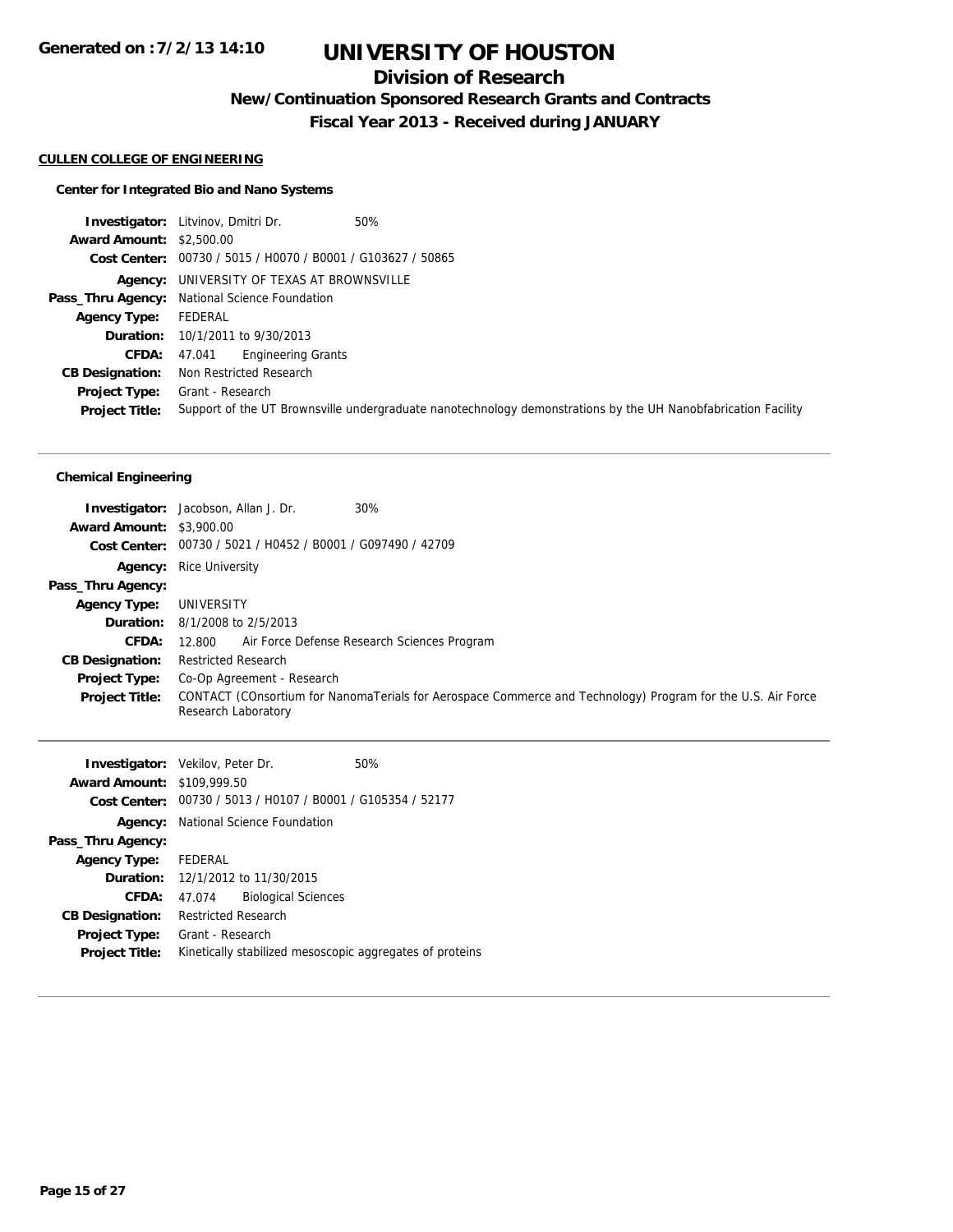# UNIVERSITY OF HOUSTON

## Division of Research

### New/Continuation Sponsored Research Grants and Contracts

### Fiscal Year 2013 - Received during JANUARY

Generated on : 7/2/13 14:10

**CULLEN COLLEGE OF ENGINEERING**

**Center for Integrated Bio and Nano Systems**

| | |
|---|---|
| **Investigator:** | Litvinov, Dmitri Dr. 50% |
| **Award Amount:** | $2,500.00 |
| **Cost Center:** | 00730 / 5015 / H0070 / B0001 / G103627 / 50865 |
| **Agency:** | UNIVERSITY OF TEXAS AT BROWNSVILLE |
| **Pass_Thru Agency:** | National Science Foundation |
| **Agency Type:** | FEDERAL |
| **Duration:** | 10/1/2011 to 9/30/2013 |
| **CFDA:** | 47.041 Engineering Grants |
| **CB Designation:** | Non Restricted Research |
| **Project Type:** | Grant - Research |
| **Project Title:** | Support of the UT Brownsville undergraduate nanotechnology demonstrations by the UH Nanobfabrication Facility |

**Chemical Engineering**

| | |
|---|---|
| **Investigator:** | Jacobson, Allan J. Dr. 30% |
| **Award Amount:** | $3,900.00 |
| **Cost Center:** | 00730 / 5021 / H0452 / B0001 / G097490 / 42709 |
| **Agency:** | Rice University |
| **Pass_Thru Agency:** | |
| **Agency Type:** | UNIVERSITY |
| **Duration:** | 8/1/2008 to 2/5/2013 |
| **CFDA:** | 12.800 Air Force Defense Research Sciences Program |
| **CB Designation:** | Restricted Research |
| **Project Type:** | Co-Op Agreement - Research |
| **Project Title:** | CONTACT (COnsortium for NanomaTerials for Aerospace Commerce and Technology) Program for the U.S. Air Force Research Laboratory |

| | |
|---|---|
| **Investigator:** | Vekilov, Peter Dr. 50% |
| **Award Amount:** | $109,999.50 |
| **Cost Center:** | 00730 / 5013 / H0107 / B0001 / G105354 / 52177 |
| **Agency:** | National Science Foundation |
| **Pass_Thru Agency:** | |
| **Agency Type:** | FEDERAL |
| **Duration:** | 12/1/2012 to 11/30/2015 |
| **CFDA:** | 47.074 Biological Sciences |
| **CB Designation:** | Restricted Research |
| **Project Type:** | Grant - Research |
| **Project Title:** | Kinetically stabilized mesoscopic aggregates of proteins |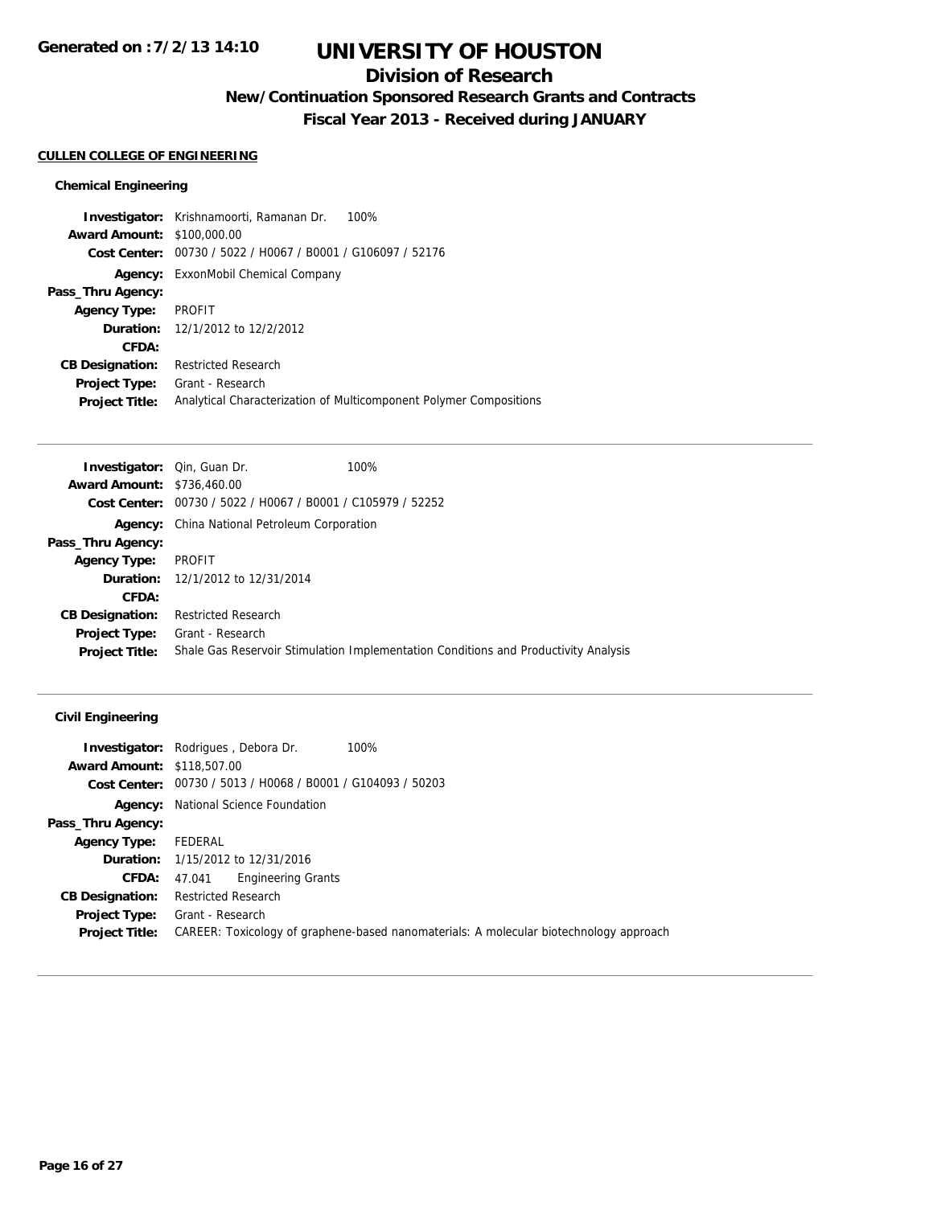# UNIVERSITY OF HOUSTON

## Division of Research

### New/Continuation Sponsored Research Grants and Contracts

### Fiscal Year 2013 - Received during JANUARY

Generated on :7/2/13 14:10

**CULLEN COLLEGE OF ENGINEERING**

#### Chemical Engineering

**Investigator:** Krishnamoorti, Ramanan Dr. 100%
**Award Amount:** $100,000.00
**Cost Center:** 00730 / 5022 / H0067 / B0001 / G106097 / 52176
**Agency:** ExxonMobil Chemical Company
**Pass_Thru Agency:**
**Agency Type:** PROFIT
**Duration:** 12/1/2012 to 12/2/2012
**CFDA:**
**CB Designation:** Restricted Research
**Project Type:** Grant - Research
**Project Title:** Analytical Characterization of Multicomponent Polymer Compositions

---

**Investigator:** Qin, Guan Dr. 100%
**Award Amount:** $736,460.00
**Cost Center:** 00730 / 5022 / H0067 / B0001 / C105979 / 52252
**Agency:** China National Petroleum Corporation
**Pass_Thru Agency:**
**Agency Type:** PROFIT
**Duration:** 12/1/2012 to 12/31/2014
**CFDA:**
**CB Designation:** Restricted Research
**Project Type:** Grant - Research
**Project Title:** Shale Gas Reservoir Stimulation Implementation Conditions and Productivity Analysis

---

#### Civil Engineering

**Investigator:** Rodrigues , Debora Dr. 100%
**Award Amount:** $118,507.00
**Cost Center:** 00730 / 5013 / H0068 / B0001 / G104093 / 50203
**Agency:** National Science Foundation
**Pass_Thru Agency:**
**Agency Type:** FEDERAL
**Duration:** 1/15/2012 to 12/31/2016
**CFDA:** 47.041 Engineering Grants
**CB Designation:** Restricted Research
**Project Type:** Grant - Research
**Project Title:** CAREER: Toxicology of graphene-based nanomaterials: A molecular biotechnology approach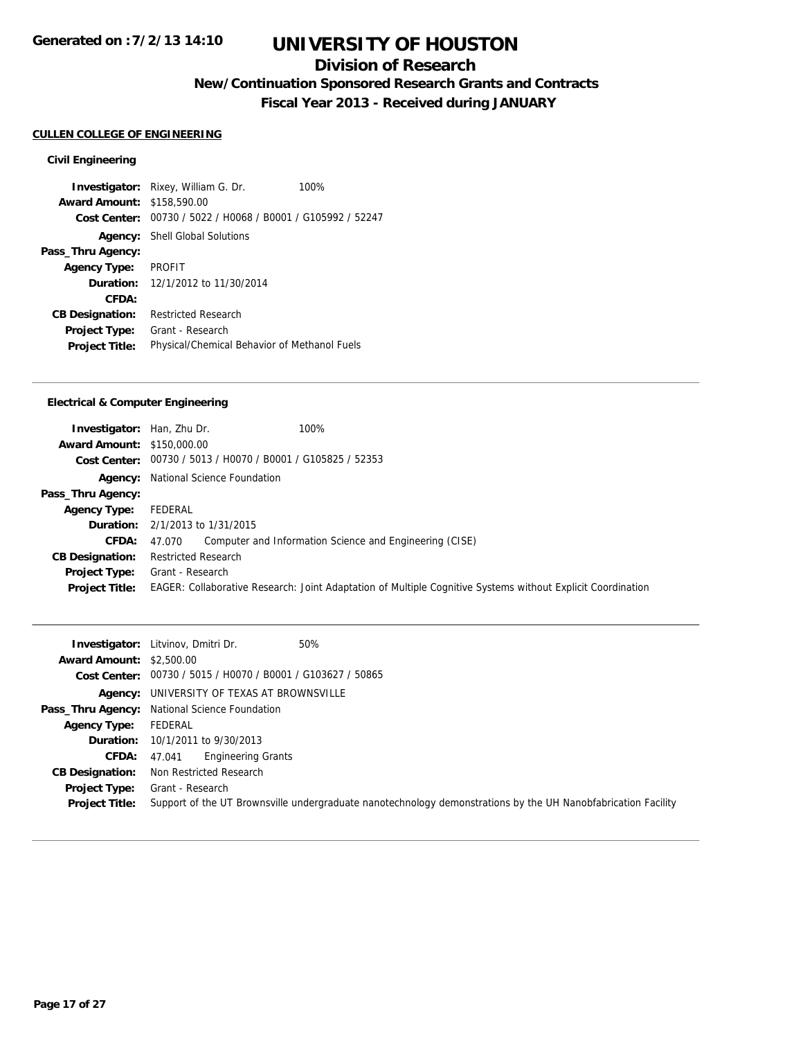# UNIVERSITY OF HOUSTON

## Division of Research

### New/Continuation Sponsored Research Grants and Contracts

### Fiscal Year 2013 - Received during JANUARY

Generated on :7/2/13 14:10

**CULLEN COLLEGE OF ENGINEERING**

**Civil Engineering**

**Investigator:** Rixey, William G. Dr. 100%
**Award Amount:** $158,590.00
**Cost Center:** 00730 / 5022 / H0068 / B0001 / G105992 / 52247
**Agency:** Shell Global Solutions
**Pass_Thru Agency:**
**Agency Type:** PROFIT
**Duration:** 12/1/2012 to 11/30/2014
**CFDA:**
**CB Designation:** Restricted Research
**Project Type:** Grant - Research
**Project Title:** Physical/Chemical Behavior of Methanol Fuels

---

**Electrical & Computer Engineering**

**Investigator:** Han, Zhu Dr. 100%
**Award Amount:** $150,000.00
**Cost Center:** 00730 / 5013 / H0070 / B0001 / G105825 / 52353
**Agency:** National Science Foundation
**Pass_Thru Agency:**
**Agency Type:** FEDERAL
**Duration:** 2/1/2013 to 1/31/2015
**CFDA:** 47.070 Computer and Information Science and Engineering (CISE)
**CB Designation:** Restricted Research
**Project Type:** Grant - Research
**Project Title:** EAGER: Collaborative Research: Joint Adaptation of Multiple Cognitive Systems without Explicit Coordination

---

**Investigator:** Litvinov, Dmitri Dr. 50%
**Award Amount:** $2,500.00
**Cost Center:** 00730 / 5015 / H0070 / B0001 / G103627 / 50865
**Agency:** UNIVERSITY OF TEXAS AT BROWNSVILLE
**Pass_Thru Agency:** National Science Foundation
**Agency Type:** FEDERAL
**Duration:** 10/1/2011 to 9/30/2013
**CFDA:** 47.041 Engineering Grants
**CB Designation:** Non Restricted Research
**Project Type:** Grant - Research
**Project Title:** Support of the UT Brownsville undergraduate nanotechnology demonstrations by the UH Nanobfabrication Facility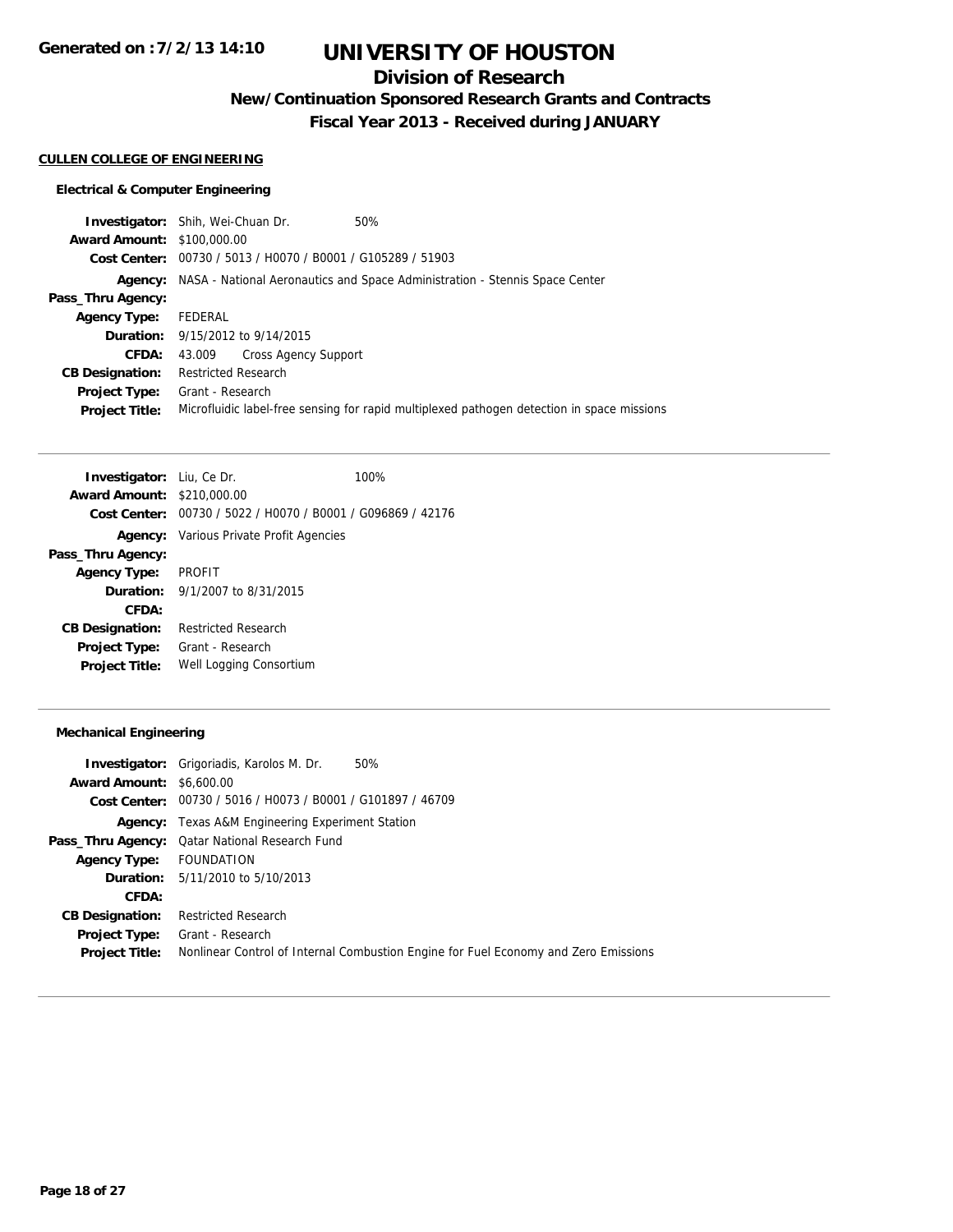# UNIVERSITY OF HOUSTON

## Division of Research

### New/Continuation Sponsored Research Grants and Contracts

### Fiscal Year 2013 - Received during JANUARY

**CULLEN COLLEGE OF ENGINEERING**

**Electrical & Computer Engineering**

**Investigator:** Shih, Wei-Chuan Dr. 50%
**Award Amount:** $100,000.00
**Cost Center:** 00730 / 5013 / H0070 / B0001 / G105289 / 51903
**Agency:** NASA - National Aeronautics and Space Administration - Stennis Space Center
**Pass_Thru Agency:**
**Agency Type:** FEDERAL
**Duration:** 9/15/2012 to 9/14/2015
**CFDA:** 43.009 Cross Agency Support
**CB Designation:** Restricted Research
**Project Type:** Grant - Research
**Project Title:** Microfluidic label-free sensing for rapid multiplexed pathogen detection in space missions

---

**Investigator:** Liu, Ce Dr. 100%
**Award Amount:** $210,000.00
**Cost Center:** 00730 / 5022 / H0070 / B0001 / G096869 / 42176
**Agency:** Various Private Profit Agencies
**Pass_Thru Agency:**
**Agency Type:** PROFIT
**Duration:** 9/1/2007 to 8/31/2015
**CFDA:**
**CB Designation:** Restricted Research
**Project Type:** Grant - Research
**Project Title:** Well Logging Consortium

---

**Mechanical Engineering**

**Investigator:** Grigoriadis, Karolos M. Dr. 50%
**Award Amount:** $6,600.00
**Cost Center:** 00730 / 5016 / H0073 / B0001 / G101897 / 46709
**Agency:** Texas A&M Engineering Experiment Station
**Pass_Thru Agency:** Qatar National Research Fund
**Agency Type:** FOUNDATION
**Duration:** 5/11/2010 to 5/10/2013
**CFDA:**
**CB Designation:** Restricted Research
**Project Type:** Grant - Research
**Project Title:** Nonlinear Control of Internal Combustion Engine for Fuel Economy and Zero Emissions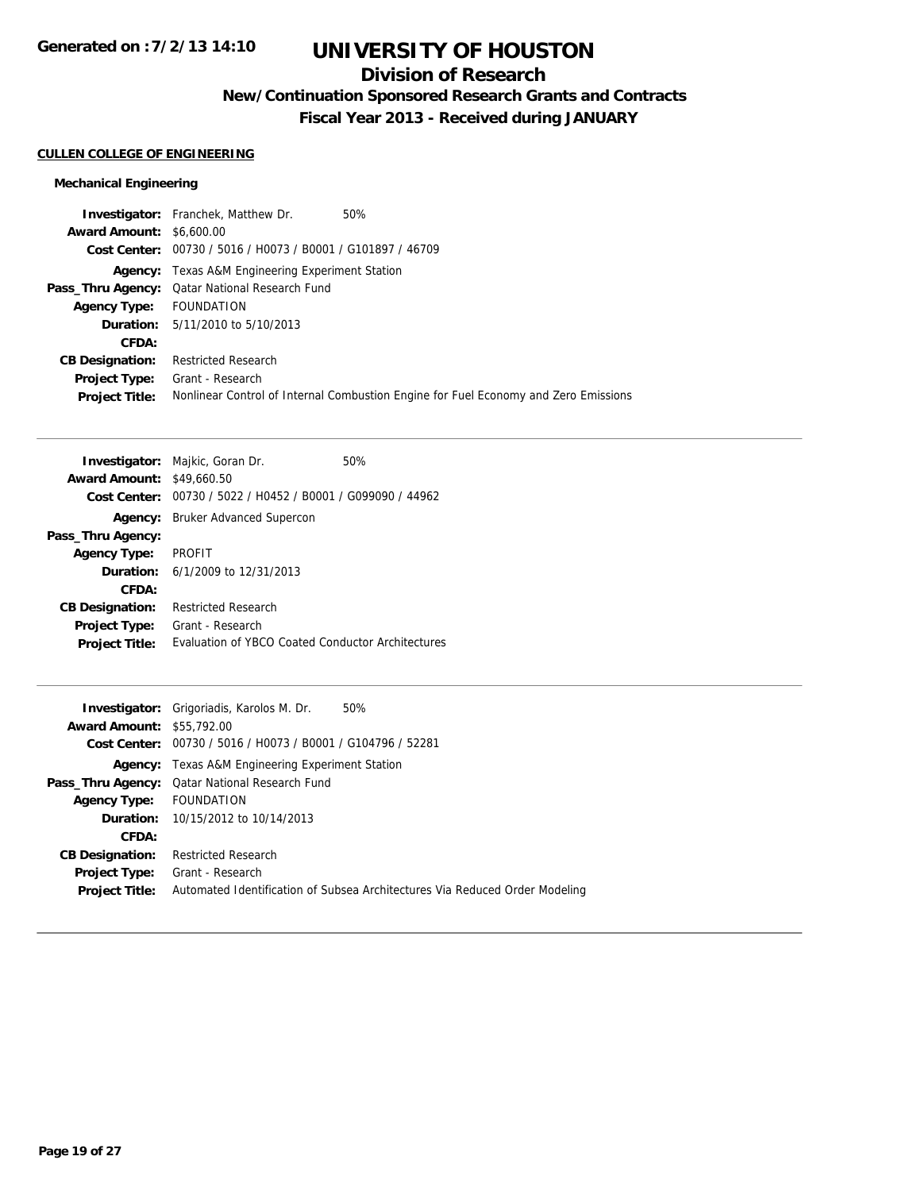### CULLEN COLLEGE OF ENGINEERING

#### Mechanical Engineering

**Investigator:** Franchek, Matthew Dr. 50%
**Award Amount:** $6,600.00
**Cost Center:** 00730 / 5016 / H0073 / B0001 / G101897 / 46709
**Agency:** Texas A&M Engineering Experiment Station
**Pass_Thru Agency:** Qatar National Research Fund
**Agency Type:** FOUNDATION
**Duration:** 5/11/2010 to 5/10/2013
**CFDA:**
**CB Designation:** Restricted Research
**Project Type:** Grant - Research
**Project Title:** Nonlinear Control of Internal Combustion Engine for Fuel Economy and Zero Emissions

---

**Investigator:** Majkic, Goran Dr. 50%
**Award Amount:** $49,660.50
**Cost Center:** 00730 / 5022 / H0452 / B0001 / G099090 / 44962
**Agency:** Bruker Advanced Supercon
**Pass_Thru Agency:**
**Agency Type:** PROFIT
**Duration:** 6/1/2009 to 12/31/2013
**CFDA:**
**CB Designation:** Restricted Research
**Project Type:** Grant - Research
**Project Title:** Evaluation of YBCO Coated Conductor Architectures

---

**Investigator:** Grigoriadis, Karolos M. Dr. 50%
**Award Amount:** $55,792.00
**Cost Center:** 00730 / 5016 / H0073 / B0001 / G104796 / 52281
**Agency:** Texas A&M Engineering Experiment Station
**Pass_Thru Agency:** Qatar National Research Fund
**Agency Type:** FOUNDATION
**Duration:** 10/15/2012 to 10/14/2013
**CFDA:**
**CB Designation:** Restricted Research
**Project Type:** Grant - Research
**Project Title:** Automated Identification of Subsea Architectures Via Reduced Order Modeling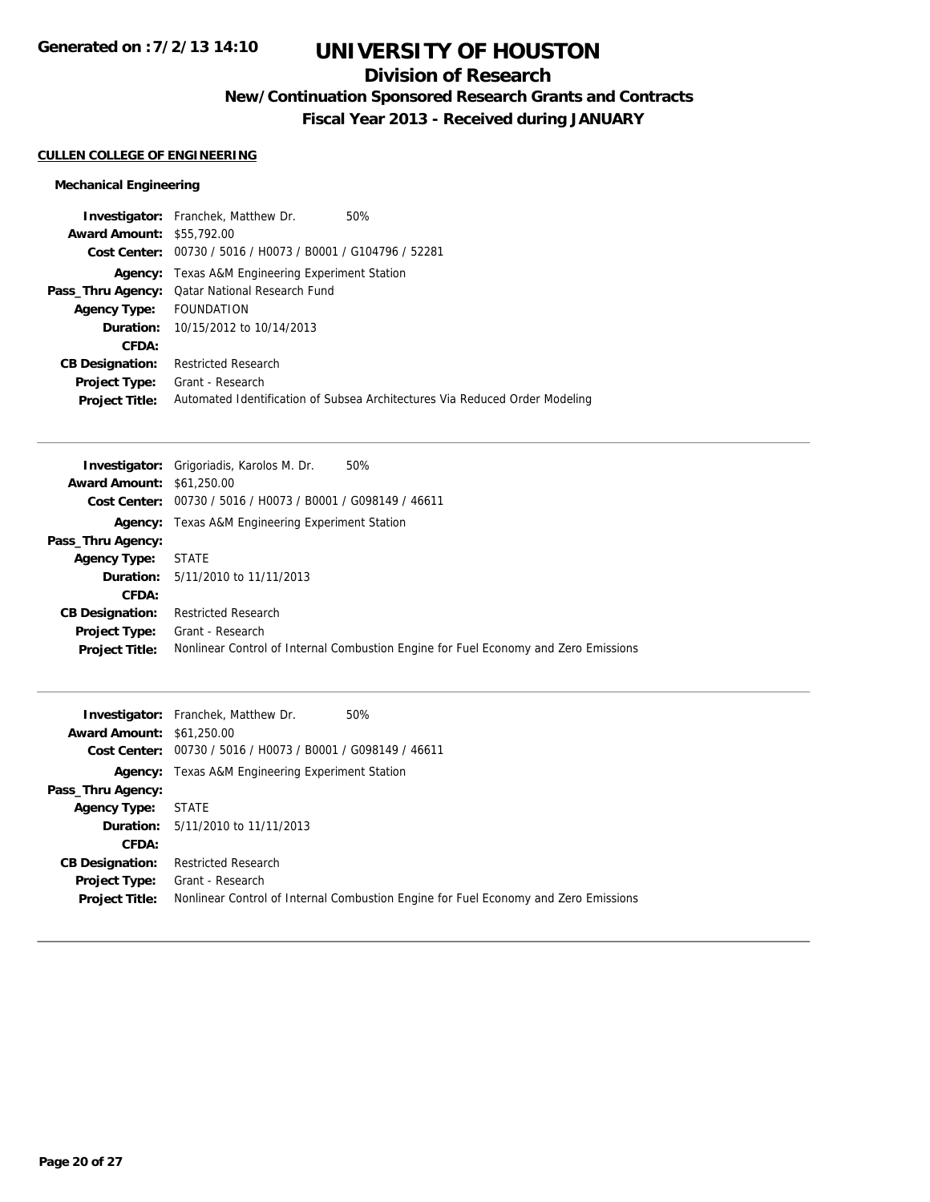# UNIVERSITY OF HOUSTON

## Division of Research

### New/Continuation Sponsored Research Grants and Contracts

### Fiscal Year 2013 - Received during JANUARY

**CULLEN COLLEGE OF ENGINEERING**

**Mechanical Engineering**

**Investigator:** Franchek, Matthew Dr. 50%
**Award Amount:** $55,792.00
**Cost Center:** 00730 / 5016 / H0073 / B0001 / G104796 / 52281
**Agency:** Texas A&M Engineering Experiment Station
**Pass_Thru Agency:** Qatar National Research Fund
**Agency Type:** FOUNDATION
**Duration:** 10/15/2012 to 10/14/2013
**CFDA:**
**CB Designation:** Restricted Research
**Project Type:** Grant - Research
**Project Title:** Automated Identification of Subsea Architectures Via Reduced Order Modeling

---

**Investigator:** Grigoriadis, Karolos M. Dr. 50%
**Award Amount:** $61,250.00
**Cost Center:** 00730 / 5016 / H0073 / B0001 / G098149 / 46611
**Agency:** Texas A&M Engineering Experiment Station
**Pass_Thru Agency:**
**Agency Type:** STATE
**Duration:** 5/11/2010 to 11/11/2013
**CFDA:**
**CB Designation:** Restricted Research
**Project Type:** Grant - Research
**Project Title:** Nonlinear Control of Internal Combustion Engine for Fuel Economy and Zero Emissions

---

**Investigator:** Franchek, Matthew Dr. 50%
**Award Amount:** $61,250.00
**Cost Center:** 00730 / 5016 / H0073 / B0001 / G098149 / 46611
**Agency:** Texas A&M Engineering Experiment Station
**Pass_Thru Agency:**
**Agency Type:** STATE
**Duration:** 5/11/2010 to 11/11/2013
**CFDA:**
**CB Designation:** Restricted Research
**Project Type:** Grant - Research
**Project Title:** Nonlinear Control of Internal Combustion Engine for Fuel Economy and Zero Emissions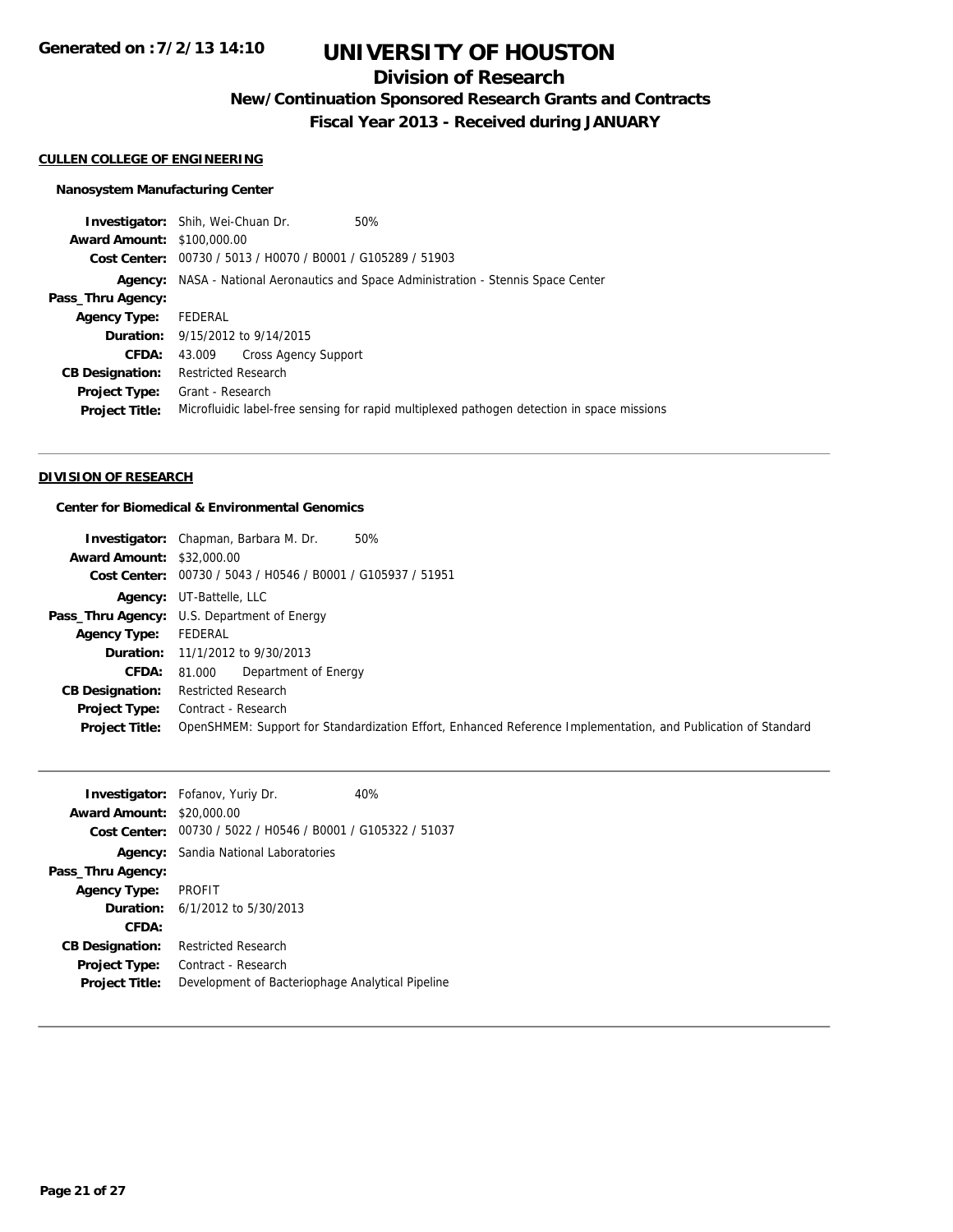# UNIVERSITY OF HOUSTON

## Division of Research

### New/Continuation Sponsored Research Grants and Contracts

### Fiscal Year 2013 - Received during JANUARY

**Generated on : 7/2/13 14:10**

#### CULLEN COLLEGE OF ENGINEERING

**Nanosystem Manufacturing Center**

| | |
|---|---|
| **Investigator:** | Shih, Wei-Chuan Dr. 50% |
| **Award Amount:** | $100,000.00 |
| **Cost Center:** | 00730 / 5013 / H0070 / B0001 / G105289 / 51903 |
| **Agency:** | NASA - National Aeronautics and Space Administration - Stennis Space Center |
| **Pass_Thru Agency:** | |
| **Agency Type:** | FEDERAL |
| **Duration:** | 9/15/2012 to 9/14/2015 |
| **CFDA:** | 43.009 Cross Agency Support |
| **CB Designation:** | Restricted Research |
| **Project Type:** | Grant - Research |
| **Project Title:** | Microfluidic label-free sensing for rapid multiplexed pathogen detection in space missions |

#### DIVISION OF RESEARCH

**Center for Biomedical & Environmental Genomics**

| | |
|---|---|
| **Investigator:** | Chapman, Barbara M. Dr. 50% |
| **Award Amount:** | $32,000.00 |
| **Cost Center:** | 00730 / 5043 / H0546 / B0001 / G105937 / 51951 |
| **Agency:** | UT-Battelle, LLC |
| **Pass_Thru Agency:** | U.S. Department of Energy |
| **Agency Type:** | FEDERAL |
| **Duration:** | 11/1/2012 to 9/30/2013 |
| **CFDA:** | 81.000 Department of Energy |
| **CB Designation:** | Restricted Research |
| **Project Type:** | Contract - Research |
| **Project Title:** | OpenSHMEM: Support for Standardization Effort, Enhanced Reference Implementation, and Publication of Standard |

| | |
|---|---|
| **Investigator:** | Fofanov, Yuriy Dr. 40% |
| **Award Amount:** | $20,000.00 |
| **Cost Center:** | 00730 / 5022 / H0546 / B0001 / G105322 / 51037 |
| **Agency:** | Sandia National Laboratories |
| **Pass_Thru Agency:** | |
| **Agency Type:** | PROFIT |
| **Duration:** | 6/1/2012 to 5/30/2013 |
| **CFDA:** | |
| **CB Designation:** | Restricted Research |
| **Project Type:** | Contract - Research |
| **Project Title:** | Development of Bacteriophage Analytical Pipeline |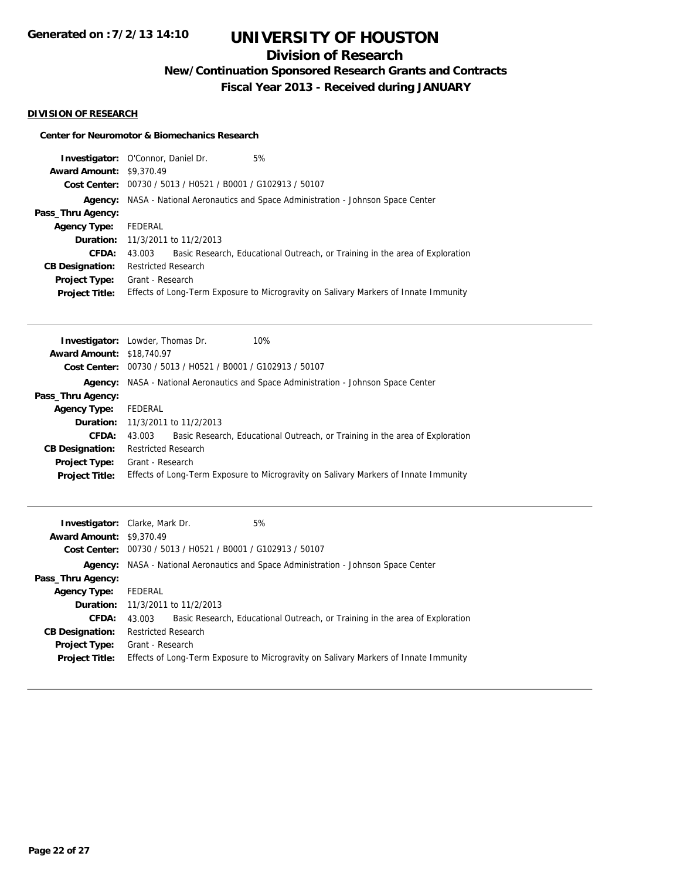# UNIVERSITY OF HOUSTON

## Division of Research

### New/Continuation Sponsored Research Grants and Contracts

### Fiscal Year 2013 - Received during JANUARY

**DIVISION OF RESEARCH**

**Center for Neuromotor & Biomechanics Research**

| | |
|---|---|
| **Investigator:** | O'Connor, Daniel Dr. 5% |
| **Award Amount:** | $9,370.49 |
| **Cost Center:** | 00730 / 5013 / H0521 / B0001 / G102913 / 50107 |
| **Agency:** | NASA - National Aeronautics and Space Administration - Johnson Space Center |
| **Pass_Thru Agency:** | |
| **Agency Type:** | FEDERAL |
| **Duration:** | 11/3/2011 to 11/2/2013 |
| **CFDA:** | 43.003 Basic Research, Educational Outreach, or Training in the area of Exploration |
| **CB Designation:** | Restricted Research |
| **Project Type:** | Grant - Research |
| **Project Title:** | Effects of Long-Term Exposure to Microgravity on Salivary Markers of Innate Immunity |

---

| | |
|---|---|
| **Investigator:** | Lowder, Thomas Dr. 10% |
| **Award Amount:** | $18,740.97 |
| **Cost Center:** | 00730 / 5013 / H0521 / B0001 / G102913 / 50107 |
| **Agency:** | NASA - National Aeronautics and Space Administration - Johnson Space Center |
| **Pass_Thru Agency:** | |
| **Agency Type:** | FEDERAL |
| **Duration:** | 11/3/2011 to 11/2/2013 |
| **CFDA:** | 43.003 Basic Research, Educational Outreach, or Training in the area of Exploration |
| **CB Designation:** | Restricted Research |
| **Project Type:** | Grant - Research |
| **Project Title:** | Effects of Long-Term Exposure to Microgravity on Salivary Markers of Innate Immunity |

---

| | |
|---|---|
| **Investigator:** | Clarke, Mark Dr. 5% |
| **Award Amount:** | $9,370.49 |
| **Cost Center:** | 00730 / 5013 / H0521 / B0001 / G102913 / 50107 |
| **Agency:** | NASA - National Aeronautics and Space Administration - Johnson Space Center |
| **Pass_Thru Agency:** | |
| **Agency Type:** | FEDERAL |
| **Duration:** | 11/3/2011 to 11/2/2013 |
| **CFDA:** | 43.003 Basic Research, Educational Outreach, or Training in the area of Exploration |
| **CB Designation:** | Restricted Research |
| **Project Type:** | Grant - Research |
| **Project Title:** | Effects of Long-Term Exposure to Microgravity on Salivary Markers of Innate Immunity |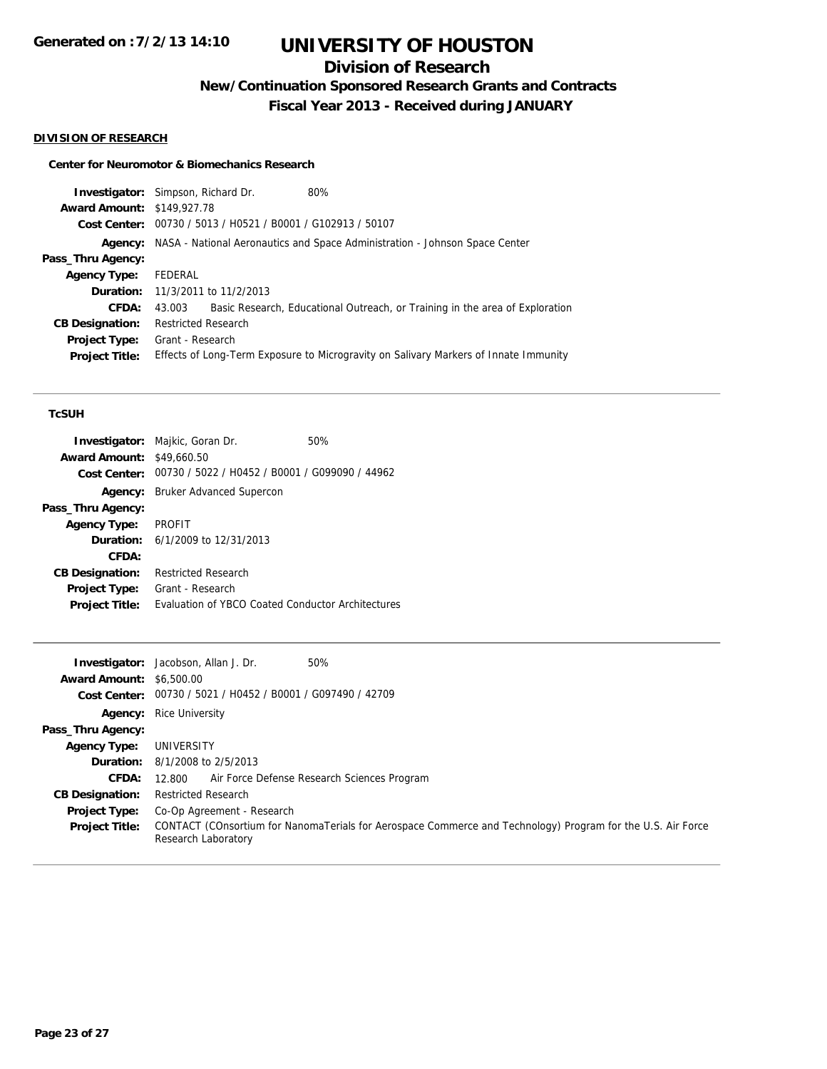# UNIVERSITY OF HOUSTON

## Division of Research

### New/Continuation Sponsored Research Grants and Contracts

### Fiscal Year 2013 - Received during JANUARY

Generated on :7/2/13 14:10

**DIVISION OF RESEARCH**

**Center for Neuromotor & Biomechanics Research**

| | |
|---|---|
| **Investigator:** | Simpson, Richard Dr. 80% |
| **Award Amount:** | $149,927.78 |
| **Cost Center:** | 00730 / 5013 / H0521 / B0001 / G102913 / 50107 |
| **Agency:** | NASA - National Aeronautics and Space Administration - Johnson Space Center |
| **Pass_Thru Agency:** | |
| **Agency Type:** | FEDERAL |
| **Duration:** | 11/3/2011 to 11/2/2013 |
| **CFDA:** | 43.003 Basic Research, Educational Outreach, or Training in the area of Exploration |
| **CB Designation:** | Restricted Research |
| **Project Type:** | Grant - Research |
| **Project Title:** | Effects of Long-Term Exposure to Microgravity on Salivary Markers of Innate Immunity |

**TcSUH**

| | |
|---|---|
| **Investigator:** | Majkic, Goran Dr. 50% |
| **Award Amount:** | $49,660.50 |
| **Cost Center:** | 00730 / 5022 / H0452 / B0001 / G099090 / 44962 |
| **Agency:** | Bruker Advanced Supercon |
| **Pass_Thru Agency:** | |
| **Agency Type:** | PROFIT |
| **Duration:** | 6/1/2009 to 12/31/2013 |
| **CFDA:** | |
| **CB Designation:** | Restricted Research |
| **Project Type:** | Grant - Research |
| **Project Title:** | Evaluation of YBCO Coated Conductor Architectures |

| | |
|---|---|
| **Investigator:** | Jacobson, Allan J. Dr. 50% |
| **Award Amount:** | $6,500.00 |
| **Cost Center:** | 00730 / 5021 / H0452 / B0001 / G097490 / 42709 |
| **Agency:** | Rice University |
| **Pass_Thru Agency:** | |
| **Agency Type:** | UNIVERSITY |
| **Duration:** | 8/1/2008 to 2/5/2013 |
| **CFDA:** | 12.800 Air Force Defense Research Sciences Program |
| **CB Designation:** | Restricted Research |
| **Project Type:** | Co-Op Agreement - Research |
| **Project Title:** | CONTACT (COnsortium for NanomaTerials for Aerospace Commerce and Technology) Program for the U.S. Air Force Research Laboratory |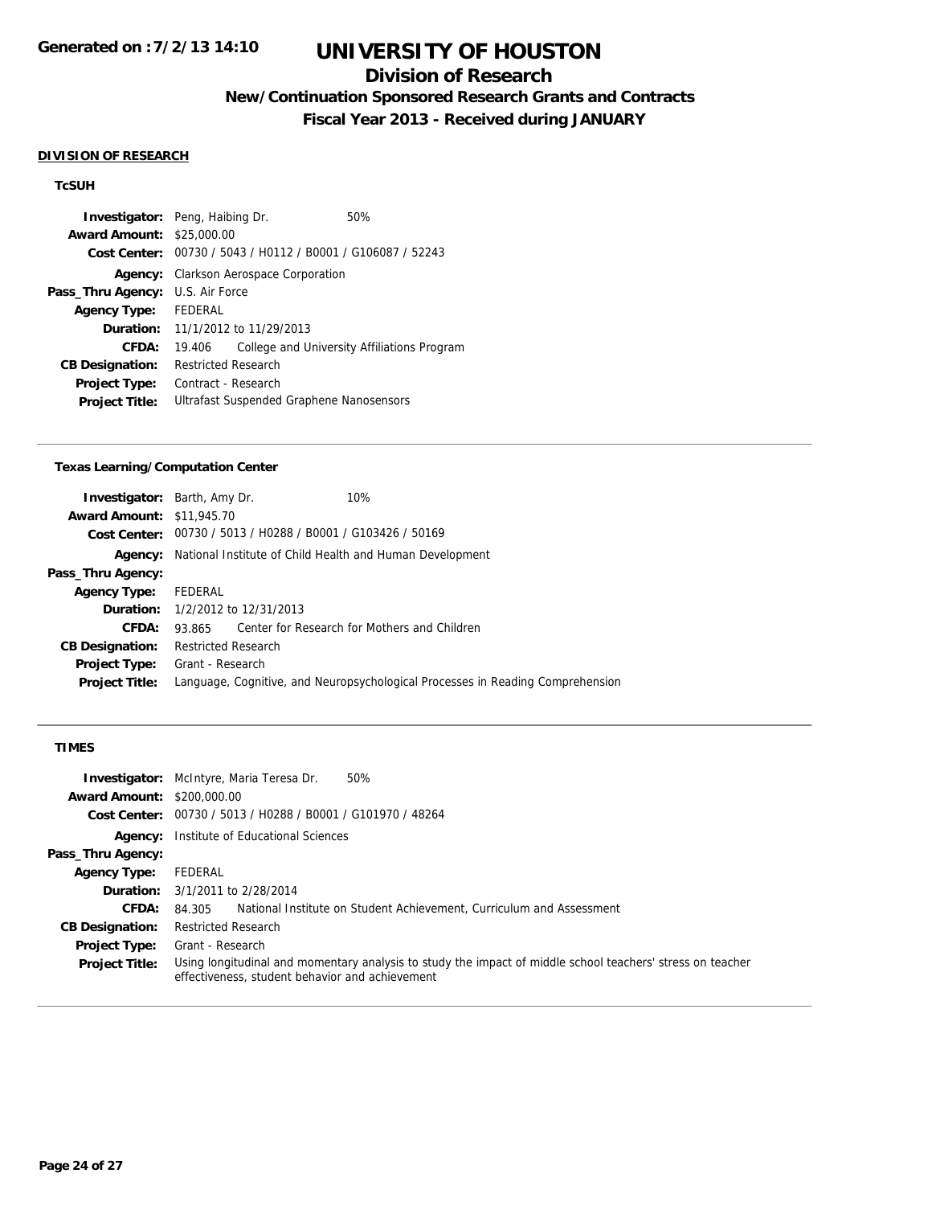# UNIVERSITY OF HOUSTON

## Division of Research

### New/Continuation Sponsored Research Grants and Contracts

### Fiscal Year 2013 - Received during JANUARY

**DIVISION OF RESEARCH**

**TcSUH**

| | |
|---|---|
| **Investigator:** | Peng, Haibing Dr. 50% |
| **Award Amount:** | $25,000.00 |
| **Cost Center:** | 00730 / 5043 / H0112 / B0001 / G106087 / 52243 |
| **Agency:** | Clarkson Aerospace Corporation |
| **Pass_Thru Agency:** | U.S. Air Force |
| **Agency Type:** | FEDERAL |
| **Duration:** | 11/1/2012 to 11/29/2013 |
| **CFDA:** | 19.406 College and University Affiliations Program |
| **CB Designation:** | Restricted Research |
| **Project Type:** | Contract - Research |
| **Project Title:** | Ultrafast Suspended Graphene Nanosensors |

**Texas Learning/Computation Center**

| | |
|---|---|
| **Investigator:** | Barth, Amy Dr. 10% |
| **Award Amount:** | $11,945.70 |
| **Cost Center:** | 00730 / 5013 / H0288 / B0001 / G103426 / 50169 |
| **Agency:** | National Institute of Child Health and Human Development |
| **Pass_Thru Agency:** | |
| **Agency Type:** | FEDERAL |
| **Duration:** | 1/2/2012 to 12/31/2013 |
| **CFDA:** | 93.865 Center for Research for Mothers and Children |
| **CB Designation:** | Restricted Research |
| **Project Type:** | Grant - Research |
| **Project Title:** | Language, Cognitive, and Neuropsychological Processes in Reading Comprehension |

**TIMES**

| | |
|---|---|
| **Investigator:** | McIntyre, Maria Teresa Dr. 50% |
| **Award Amount:** | $200,000.00 |
| **Cost Center:** | 00730 / 5013 / H0288 / B0001 / G101970 / 48264 |
| **Agency:** | Institute of Educational Sciences |
| **Pass_Thru Agency:** | |
| **Agency Type:** | FEDERAL |
| **Duration:** | 3/1/2011 to 2/28/2014 |
| **CFDA:** | 84.305 National Institute on Student Achievement, Curriculum and Assessment |
| **CB Designation:** | Restricted Research |
| **Project Type:** | Grant - Research |
| **Project Title:** | Using longitudinal and momentary analysis to study the impact of middle school teachers' stress on teacher effectiveness, student behavior and achievement |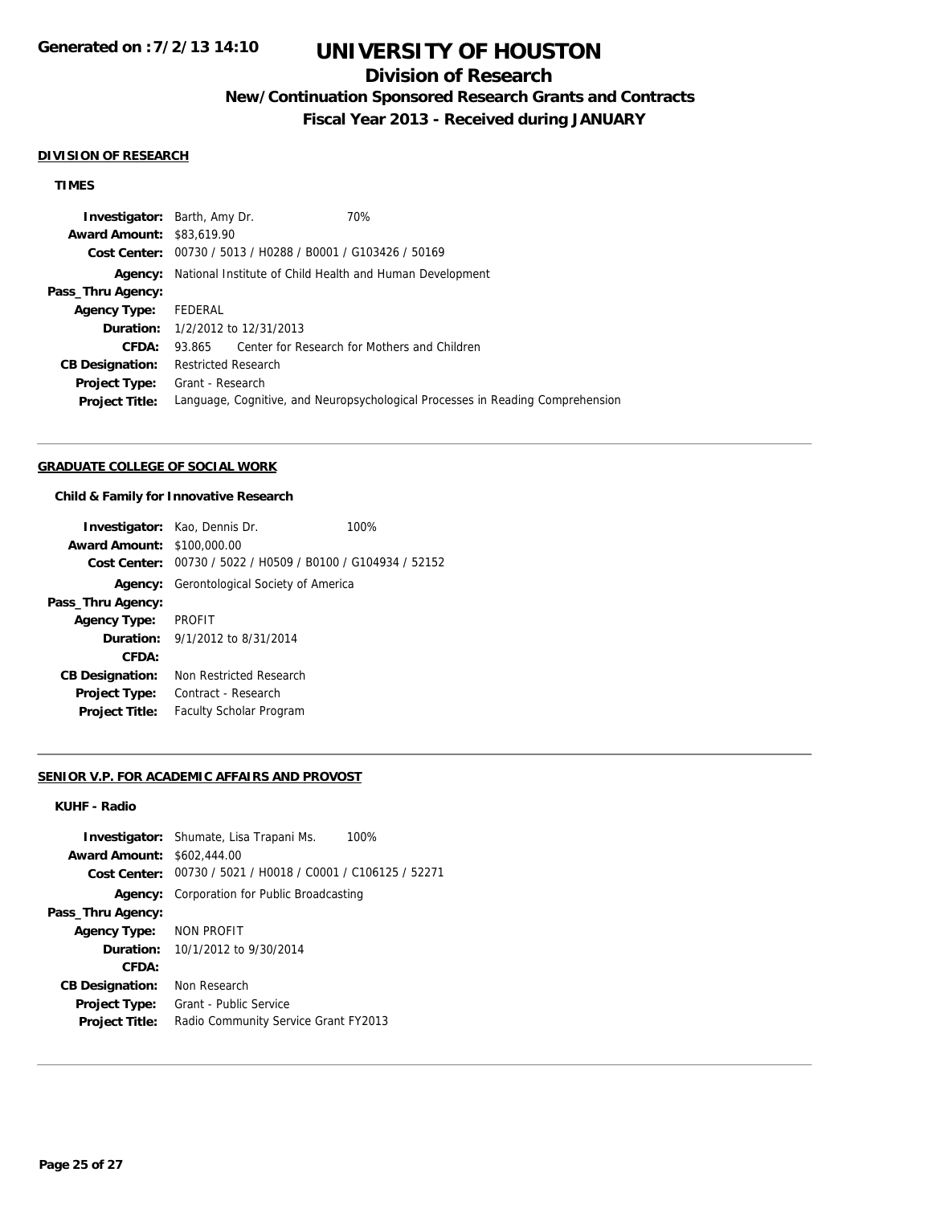## DIVISION OF RESEARCH

### TIMES

**Investigator:** Barth, Amy Dr. 70%
**Award Amount:** $83,619.90
**Cost Center:** 00730 / 5013 / H0288 / B0001 / G103426 / 50169
**Agency:** National Institute of Child Health and Human Development
**Pass_Thru Agency:**
**Agency Type:** FEDERAL
**Duration:** 1/2/2012 to 12/31/2013
**CFDA:** 93.865 Center for Research for Mothers and Children
**CB Designation:** Restricted Research
**Project Type:** Grant - Research
**Project Title:** Language, Cognitive, and Neuropsychological Processes in Reading Comprehension

---

## GRADUATE COLLEGE OF SOCIAL WORK

### Child & Family for Innovative Research

**Investigator:** Kao, Dennis Dr. 100%
**Award Amount:** $100,000.00
**Cost Center:** 00730 / 5022 / H0509 / B0100 / G104934 / 52152
**Agency:** Gerontological Society of America
**Pass_Thru Agency:**
**Agency Type:** PROFIT
**Duration:** 9/1/2012 to 8/31/2014
**CFDA:**
**CB Designation:** Non Restricted Research
**Project Type:** Contract - Research
**Project Title:** Faculty Scholar Program

---

## SENIOR V.P. FOR ACADEMIC AFFAIRS AND PROVOST

### KUHF - Radio

**Investigator:** Shumate, Lisa Trapani Ms. 100%
**Award Amount:** $602,444.00
**Cost Center:** 00730 / 5021 / H0018 / C0001 / C106125 / 52271
**Agency:** Corporation for Public Broadcasting
**Pass_Thru Agency:**
**Agency Type:** NON PROFIT
**Duration:** 10/1/2012 to 9/30/2014
**CFDA:**
**CB Designation:** Non Research
**Project Type:** Grant - Public Service
**Project Title:** Radio Community Service Grant FY2013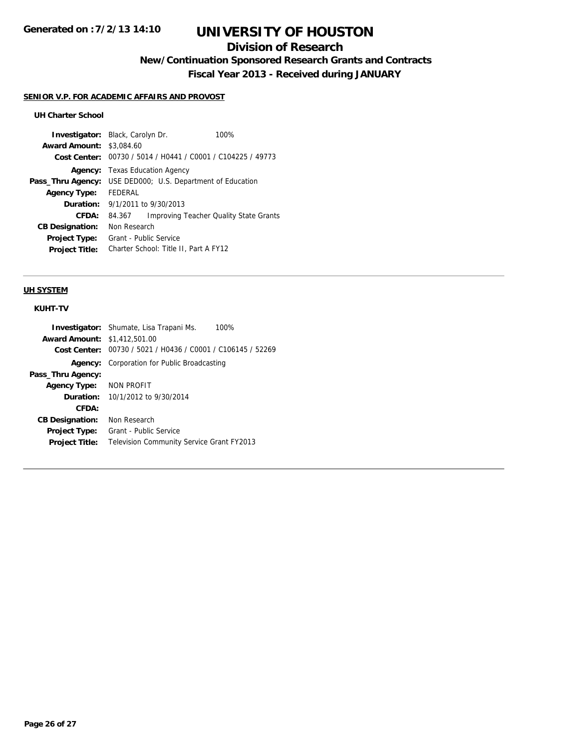# UNIVERSITY OF HOUSTON

## Division of Research

### New/Continuation Sponsored Research Grants and Contracts

### Fiscal Year 2013 - Received during JANUARY

**SENIOR V.P. FOR ACADEMIC AFFAIRS AND PROVOST**

**UH Charter School**

| | |
|---|---|
| **Investigator:** | Black, Carolyn Dr. 100% |
| **Award Amount:** | $3,084.60 |
| **Cost Center:** | 00730 / 5014 / H0441 / C0001 / C104225 / 49773 |
| **Agency:** | Texas Education Agency |
| **Pass_Thru Agency:** | USE DED000; U.S. Department of Education |
| **Agency Type:** | FEDERAL |
| **Duration:** | 9/1/2011 to 9/30/2013 |
| **CFDA:** | 84.367 Improving Teacher Quality State Grants |
| **CB Designation:** | Non Research |
| **Project Type:** | Grant - Public Service |
| **Project Title:** | Charter School: Title II, Part A FY12 |

**UH SYSTEM**

**KUHT-TV**

| | |
|---|---|
| **Investigator:** | Shumate, Lisa Trapani Ms. 100% |
| **Award Amount:** | $1,412,501.00 |
| **Cost Center:** | 00730 / 5021 / H0436 / C0001 / C106145 / 52269 |
| **Agency:** | Corporation for Public Broadcasting |
| **Pass_Thru Agency:** | |
| **Agency Type:** | NON PROFIT |
| **Duration:** | 10/1/2012 to 9/30/2014 |
| **CFDA:** | |
| **CB Designation:** | Non Research |
| **Project Type:** | Grant - Public Service |
| **Project Title:** | Television Community Service Grant FY2013 |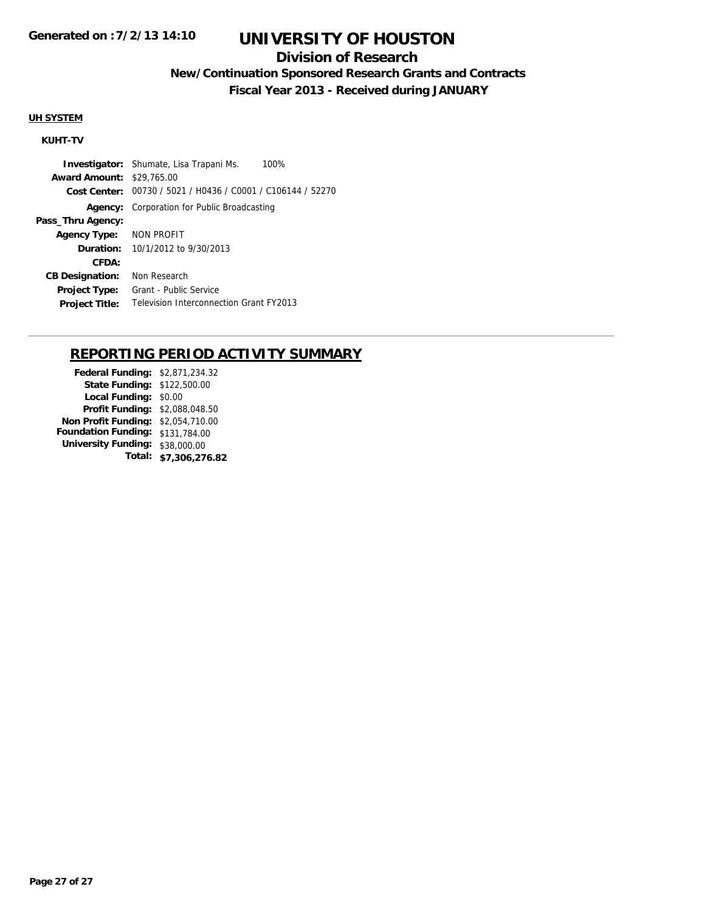# UNIVERSITY OF HOUSTON

## Division of Research

### New/Continuation Sponsored Research Grants and Contracts

### Fiscal Year 2013 - Received during JANUARY

**UH SYSTEM**

**KUHT-TV**

| | |
|---|---|
| **Investigator:** | Shumate, Lisa Trapani Ms. 100% |
| **Award Amount:** | $29,765.00 |
| **Cost Center:** | 00730 / 5021 / H0436 / C0001 / C106144 / 52270 |
| **Agency:** | Corporation for Public Broadcasting |
| **Pass_Thru Agency:** | |
| **Agency Type:** | NON PROFIT |
| **Duration:** | 10/1/2012 to 9/30/2013 |
| **CFDA:** | |
| **CB Designation:** | Non Research |
| **Project Type:** | Grant - Public Service |
| **Project Title:** | Television Interconnection Grant FY2013 |

## REPORTING PERIOD ACTIVITY SUMMARY

| | |
|---|---|
| **Federal Funding:** | $2,871,234.32 |
| **State Funding:** | $122,500.00 |
| **Local Funding:** | $0.00 |
| **Profit Funding:** | $2,088,048.50 |
| **Non Profit Funding:** | $2,054,710.00 |
| **Foundation Funding:** | $131,784.00 |
| **University Funding:** | $38,000.00 |
| **Total:** | **$7,306,276.82** |